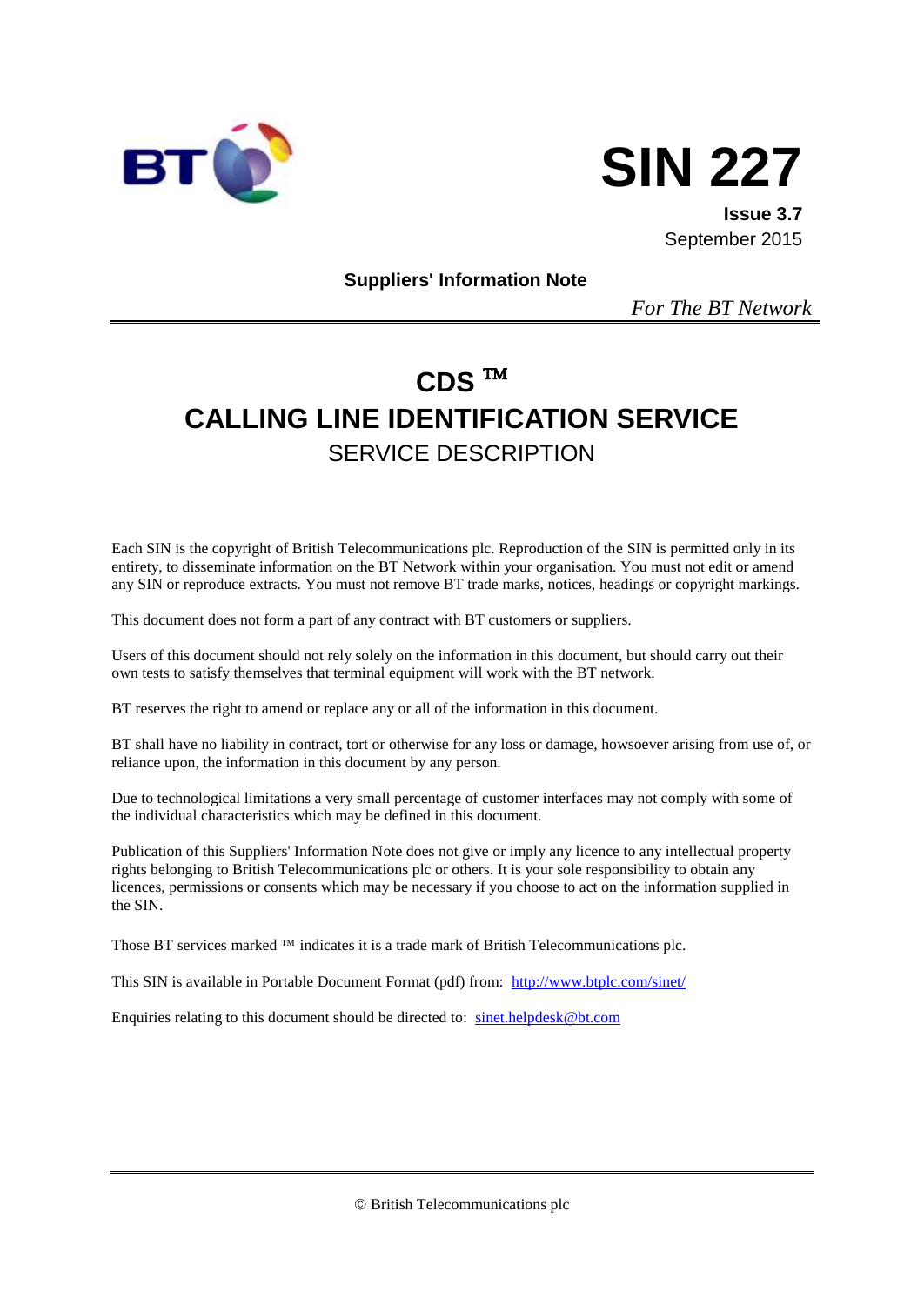# SIN 227

**Issue 3.7**
September 2015

**Suppliers' Information Note**

*For The BT Network*

# CDS ™
# CALLING LINE IDENTIFICATION SERVICE
## SERVICE DESCRIPTION

Each SIN is the copyright of British Telecommunications plc. Reproduction of the SIN is permitted only in its entirety, to disseminate information on the BT Network within your organisation. You must not edit or amend any SIN or reproduce extracts. You must not remove BT trade marks, notices, headings or copyright markings.

This document does not form a part of any contract with BT customers or suppliers.

Users of this document should not rely solely on the information in this document, but should carry out their own tests to satisfy themselves that terminal equipment will work with the BT network.

BT reserves the right to amend or replace any or all of the information in this document.

BT shall have no liability in contract, tort or otherwise for any loss or damage, howsoever arising from use of, or reliance upon, the information in this document by any person.

Due to technological limitations a very small percentage of customer interfaces may not comply with some of the individual characteristics which may be defined in this document.

Publication of this Suppliers' Information Note does not give or imply any licence to any intellectual property rights belonging to British Telecommunications plc or others. It is your sole responsibility to obtain any licences, permissions or consents which may be necessary if you choose to act on the information supplied in the SIN.

Those BT services marked ™ indicates it is a trade mark of British Telecommunications plc.

This SIN is available in Portable Document Format (pdf) from: http://www.btplc.com/sinet/

Enquiries relating to this document should be directed to: sinet.helpdesk@bt.com

© British Telecommunications plc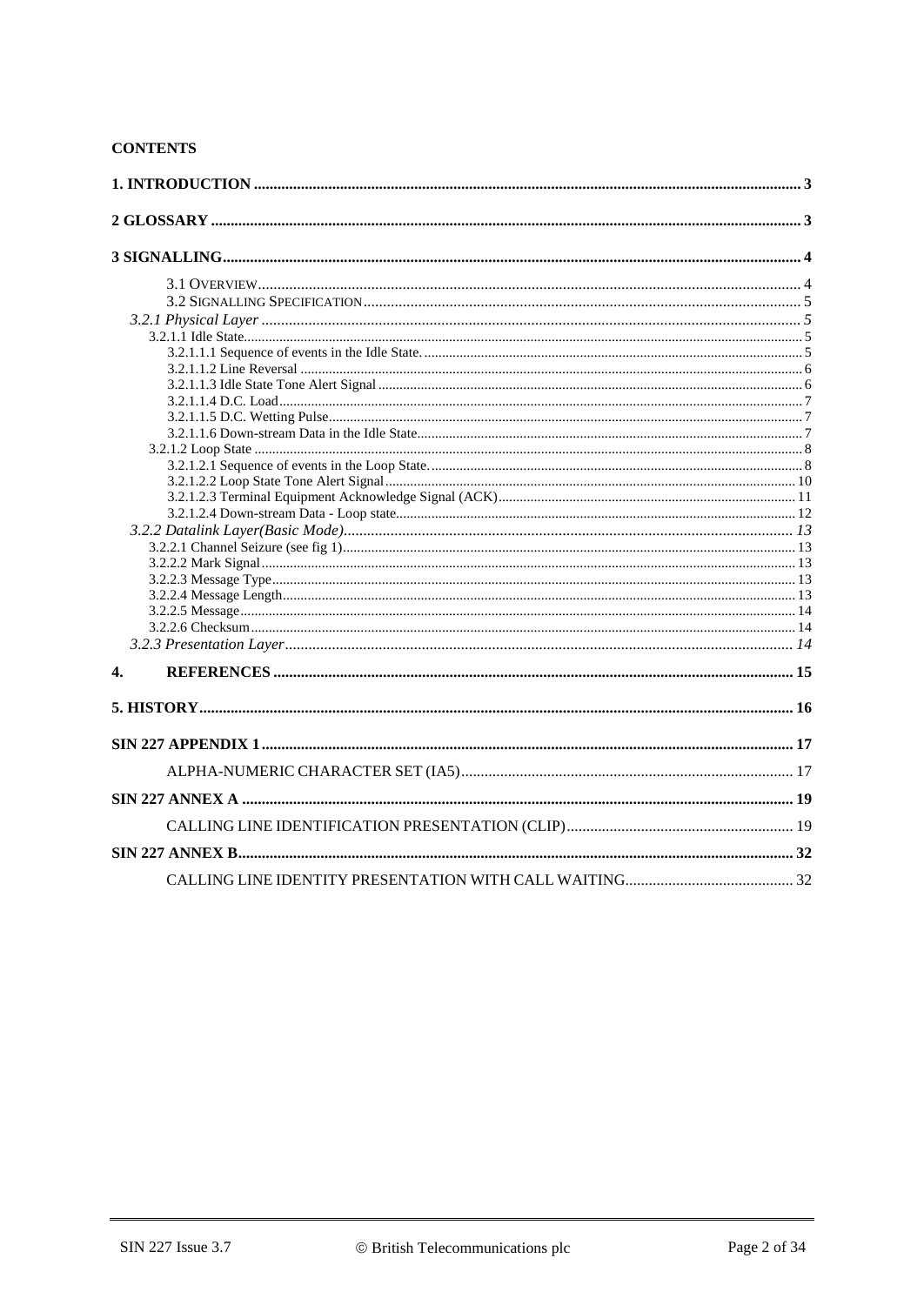**CONTENTS**

1. INTRODUCTION ..... 3

2 GLOSSARY ..... 3

3 SIGNALLING ..... 4

- 3.1 OVERVIEW ..... 4
- 3.2 SIGNALLING SPECIFICATION ..... 5
- *3.2.1 Physical Layer* ..... *5*
  - 3.2.1.1 Idle State ..... 5
    - 3.2.1.1.1 Sequence of events in the Idle State. ..... 5
    - 3.2.1.1.2 Line Reversal ..... 6
    - 3.2.1.1.3 Idle State Tone Alert Signal ..... 6
    - 3.2.1.1.4 D.C. Load ..... 7
    - 3.2.1.1.5 D.C. Wetting Pulse ..... 7
    - 3.2.1.1.6 Down-stream Data in the Idle State ..... 7
  - 3.2.1.2 Loop State ..... 8
    - 3.2.1.2.1 Sequence of events in the Loop State. ..... 8
    - 3.2.1.2.2 Loop State Tone Alert Signal ..... 10
    - 3.2.1.2.3 Terminal Equipment Acknowledge Signal (ACK) ..... 11
    - 3.2.1.2.4 Down-stream Data - Loop state ..... 12
- *3.2.2 Datalink Layer(Basic Mode)* ..... *13*
  - 3.2.2.1 Channel Seizure (see fig 1) ..... 13
  - 3.2.2.2 Mark Signal ..... 13
  - 3.2.2.3 Message Type ..... 13
  - 3.2.2.4 Message Length ..... 13
  - 3.2.2.5 Message ..... 14
  - 3.2.2.6 Checksum ..... 14
- *3.2.3 Presentation Layer* ..... *14*

4. REFERENCES ..... 15

5. HISTORY ..... 16

SIN 227 APPENDIX 1 ..... 17

- ALPHA-NUMERIC CHARACTER SET (IA5) ..... 17

SIN 227 ANNEX A ..... 19

- CALLING LINE IDENTIFICATION PRESENTATION (CLIP) ..... 19

SIN 227 ANNEX B ..... 32

- CALLING LINE IDENTITY PRESENTATION WITH CALL WAITING ..... 32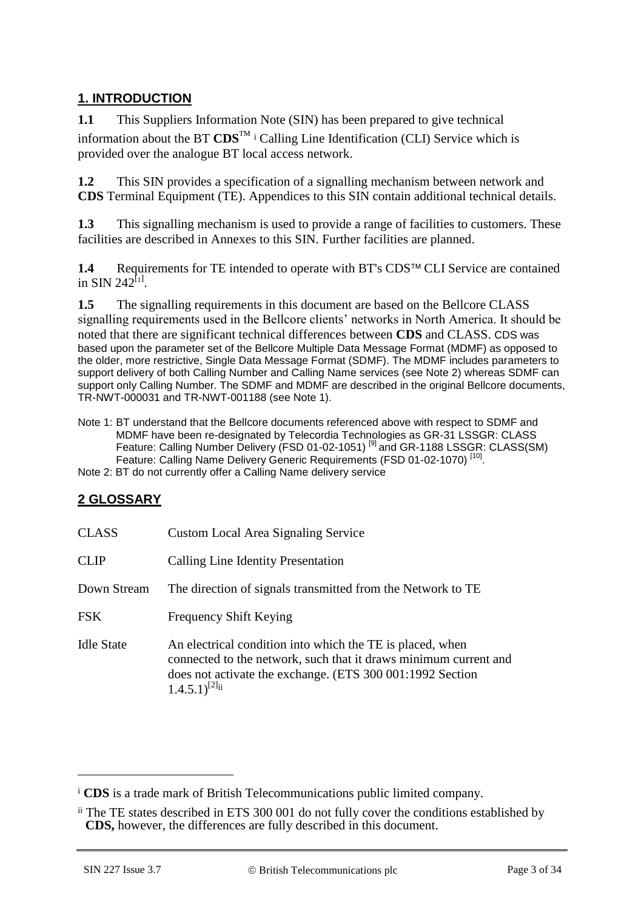## 1. INTRODUCTION

**1.1** This Suppliers Information Note (SIN) has been prepared to give technical information about the BT **CDS**™ [i] Calling Line Identification (CLI) Service which is provided over the analogue BT local access network.

**1.2** This SIN provides a specification of a signalling mechanism between network and **CDS** Terminal Equipment (TE). Appendices to this SIN contain additional technical details.

**1.3** This signalling mechanism is used to provide a range of facilities to customers. These facilities are described in Annexes to this SIN. Further facilities are planned.

**1.4** Requirements for TE intended to operate with BT's CDS™ CLI Service are contained in SIN 242[1].

**1.5** The signalling requirements in this document are based on the Bellcore CLASS signalling requirements used in the Bellcore clients' networks in North America. It should be noted that there are significant technical differences between **CDS** and CLASS. CDS was based upon the parameter set of the Bellcore Multiple Data Message Format (MDMF) as opposed to the older, more restrictive, Single Data Message Format (SDMF). The MDMF includes parameters to support delivery of both Calling Number and Calling Name services (see Note 2) whereas SDMF can support only Calling Number. The SDMF and MDMF are described in the original Bellcore documents, TR-NWT-000031 and TR-NWT-001188 (see Note 1).

Note 1: BT understand that the Bellcore documents referenced above with respect to SDMF and MDMF have been re-designated by Telecordia Technologies as GR-31 LSSGR: CLASS Feature: Calling Number Delivery (FSD 01-02-1051) [9] and GR-1188 LSSGR: CLASS(SM) Feature: Calling Name Delivery Generic Requirements (FSD 01-02-1070) [10].

Note 2: BT do not currently offer a Calling Name delivery service

## 2 GLOSSARY

| | |
|---|---|
| CLASS | Custom Local Area Signaling Service |
| CLIP | Calling Line Identity Presentation |
| Down Stream | The direction of signals transmitted from the Network to TE |
| FSK | Frequency Shift Keying |
| Idle State | An electrical condition into which the TE is placed, when connected to the network, such that it draws minimum current and does not activate the exchange. (ETS 300 001:1992 Section 1.4.5.1)[2][ii] |

[i] **CDS** is a trade mark of British Telecommunications public limited company.

[ii] The TE states described in ETS 300 001 do not fully cover the conditions established by **CDS,** however, the differences are fully described in this document.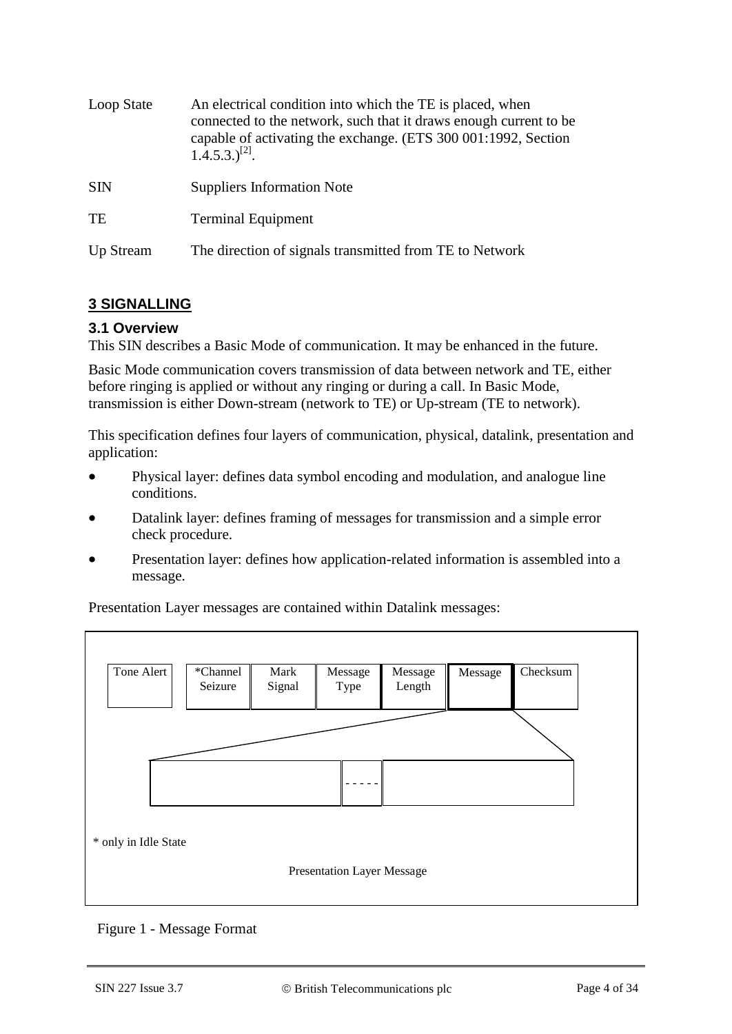| | |
|---|---|
| Loop State | An electrical condition into which the TE is placed, when connected to the network, such that it draws enough current to be capable of activating the exchange. (ETS 300 001:1992, Section 1.4.5.3.)[2]. |
| SIN | Suppliers Information Note |
| TE | Terminal Equipment |
| Up Stream | The direction of signals transmitted from TE to Network |

## 3 SIGNALLING

### 3.1 Overview

This SIN describes a Basic Mode of communication. It may be enhanced in the future.

Basic Mode communication covers transmission of data between network and TE, either before ringing is applied or without any ringing or during a call. In Basic Mode, transmission is either Down-stream (network to TE) or Up-stream (TE to network).

This specification defines four layers of communication, physical, datalink, presentation and application:

- Physical layer: defines data symbol encoding and modulation, and analogue line conditions.
- Datalink layer: defines framing of messages for transmission and a simple error check procedure.
- Presentation layer: defines how application-related information is assembled into a message.

Presentation Layer messages are contained within Datalink messages:

| Tone Alert | *Channel Seizure | Mark Signal | Message Type | Message Length | Message | Checksum |
|---|---|---|---|---|---|---|

(Message expands to: | | - - - - - | |)

\* only in Idle State

Presentation Layer Message

Figure 1 - Message Format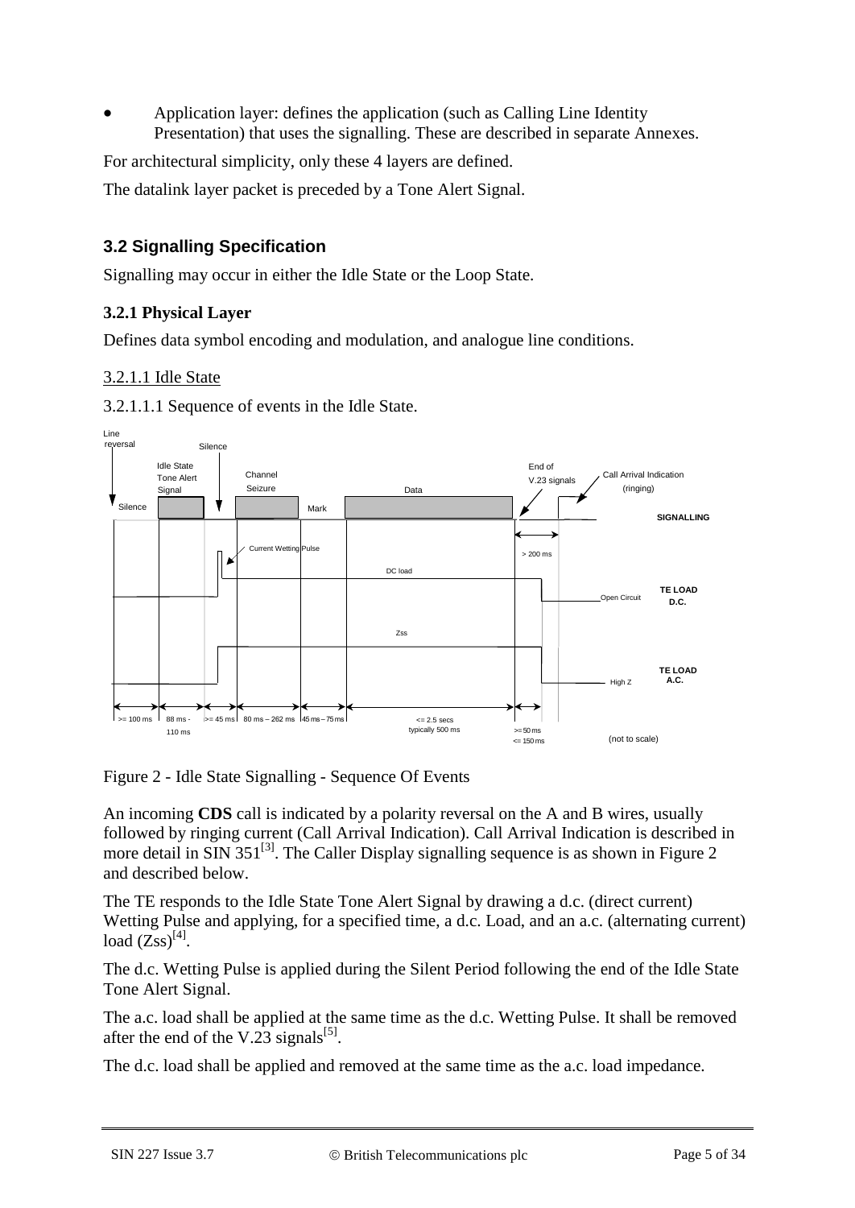- Application layer: defines the application (such as Calling Line Identity Presentation) that uses the signalling. These are described in separate Annexes.

For architectural simplicity, only these 4 layers are defined.

The datalink layer packet is preceded by a Tone Alert Signal.

## 3.2 Signalling Specification

Signalling may occur in either the Idle State or the Loop State.

### 3.2.1 Physical Layer

Defines data symbol encoding and modulation, and analogue line conditions.

3.2.1.1 Idle State

3.2.1.1.1 Sequence of events in the Idle State.

Figure 2 - Idle State Signalling - Sequence Of Events

An incoming **CDS** call is indicated by a polarity reversal on the A and B wires, usually followed by ringing current (Call Arrival Indication). Call Arrival Indication is described in more detail in SIN 351[3]. The Caller Display signalling sequence is as shown in Figure 2 and described below.

The TE responds to the Idle State Tone Alert Signal by drawing a d.c. (direct current) Wetting Pulse and applying, for a specified time, a d.c. Load, and an a.c. (alternating current) load (Zss)[4].

The d.c. Wetting Pulse is applied during the Silent Period following the end of the Idle State Tone Alert Signal.

The a.c. load shall be applied at the same time as the d.c. Wetting Pulse. It shall be removed after the end of the V.23 signals[5].

The d.c. load shall be applied and removed at the same time as the a.c. load impedance.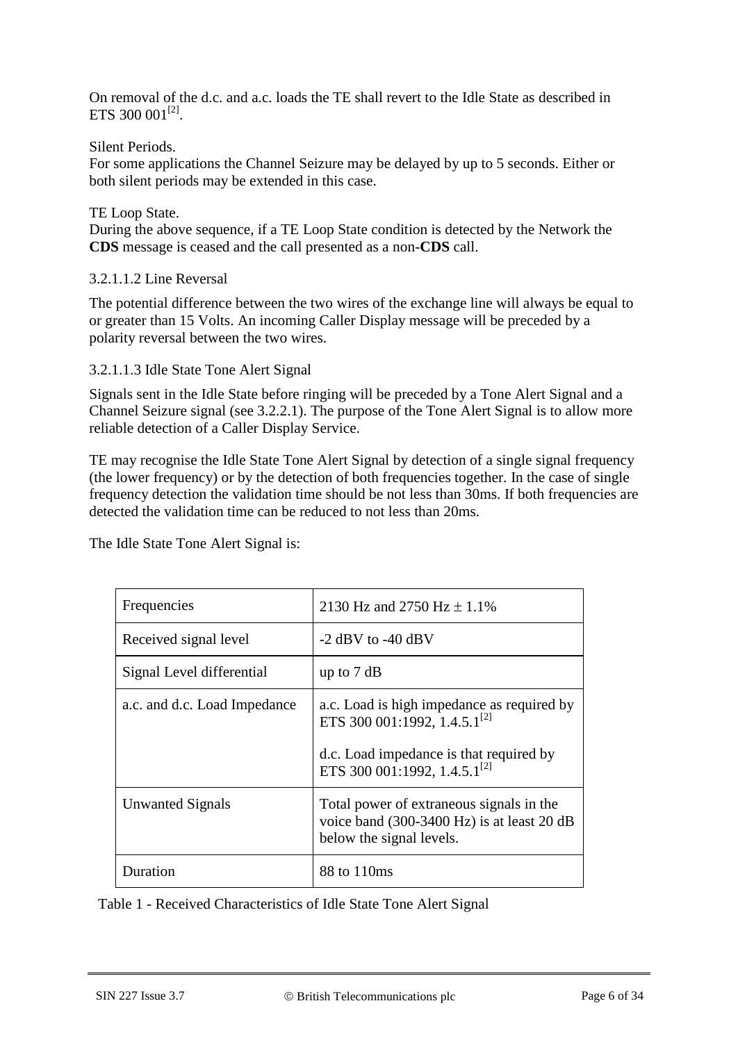On removal of the d.c. and a.c. loads the TE shall revert to the Idle State as described in ETS 300 001[2].

Silent Periods.
For some applications the Channel Seizure may be delayed by up to 5 seconds. Either or both silent periods may be extended in this case.

TE Loop State.
During the above sequence, if a TE Loop State condition is detected by the Network the **CDS** message is ceased and the call presented as a non-**CDS** call.

3.2.1.1.2 Line Reversal

The potential difference between the two wires of the exchange line will always be equal to or greater than 15 Volts. An incoming Caller Display message will be preceded by a polarity reversal between the two wires.

3.2.1.1.3 Idle State Tone Alert Signal

Signals sent in the Idle State before ringing will be preceded by a Tone Alert Signal and a Channel Seizure signal (see 3.2.2.1). The purpose of the Tone Alert Signal is to allow more reliable detection of a Caller Display Service.

TE may recognise the Idle State Tone Alert Signal by detection of a single signal frequency (the lower frequency) or by the detection of both frequencies together. In the case of single frequency detection the validation time should be not less than 30ms. If both frequencies are detected the validation time can be reduced to not less than 20ms.

The Idle State Tone Alert Signal is:

| | |
|---|---|
| Frequencies | 2130 Hz and 2750 Hz ± 1.1% |
| Received signal level | -2 dBV to -40 dBV |
| Signal Level differential | up to 7 dB |
| a.c. and d.c. Load Impedance | a.c. Load is high impedance as required by ETS 300 001:1992, 1.4.5.1[2]<br><br>d.c. Load impedance is that required by ETS 300 001:1992, 1.4.5.1[2] |
| Unwanted Signals | Total power of extraneous signals in the voice band (300-3400 Hz) is at least 20 dB below the signal levels. |
| Duration | 88 to 110ms |

Table 1 - Received Characteristics of Idle State Tone Alert Signal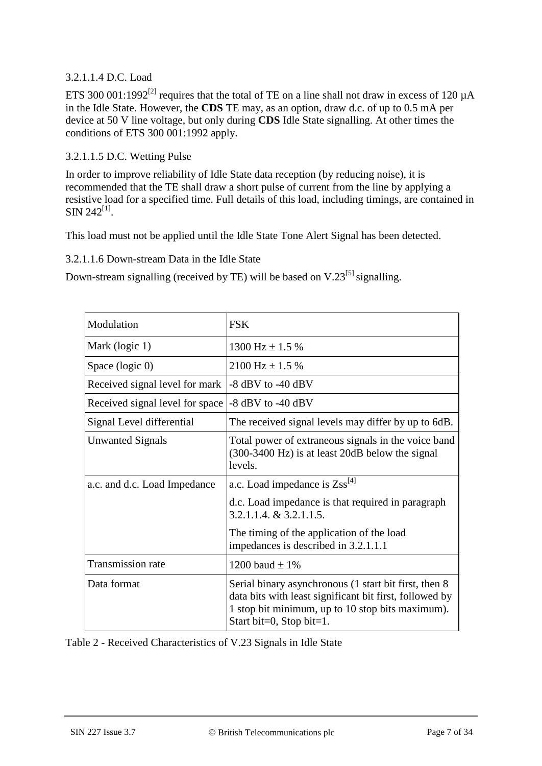#### 3.2.1.1.4 D.C. Load

ETS 300 001:1992[2] requires that the total of TE on a line shall not draw in excess of 120 µA in the Idle State. However, the **CDS** TE may, as an option, draw d.c. of up to 0.5 mA per device at 50 V line voltage, but only during **CDS** Idle State signalling. At other times the conditions of ETS 300 001:1992 apply.

#### 3.2.1.1.5 D.C. Wetting Pulse

In order to improve reliability of Idle State data reception (by reducing noise), it is recommended that the TE shall draw a short pulse of current from the line by applying a resistive load for a specified time. Full details of this load, including timings, are contained in SIN 242[1].

This load must not be applied until the Idle State Tone Alert Signal has been detected.

#### 3.2.1.1.6 Down-stream Data in the Idle State

Down-stream signalling (received by TE) will be based on V.23[5] signalling.

| Modulation | FSK |
|---|---|
| Mark (logic 1) | 1300 Hz ± 1.5 % |
| Space (logic 0) | 2100 Hz ± 1.5 % |
| Received signal level for mark | -8 dBV to -40 dBV |
| Received signal level for space | -8 dBV to -40 dBV |
| Signal Level differential | The received signal levels may differ by up to 6dB. |
| Unwanted Signals | Total power of extraneous signals in the voice band (300-3400 Hz) is at least 20dB below the signal levels. |
| a.c. and d.c. Load Impedance | a.c. Load impedance is Zss[4]<br><br>d.c. Load impedance is that required in paragraph 3.2.1.1.4. & 3.2.1.1.5.<br><br>The timing of the application of the load impedances is described in 3.2.1.1.1 |
| Transmission rate | 1200 baud ± 1% |
| Data format | Serial binary asynchronous (1 start bit first, then 8 data bits with least significant bit first, followed by 1 stop bit minimum, up to 10 stop bits maximum). Start bit=0, Stop bit=1. |

Table 2 - Received Characteristics of V.23 Signals in Idle State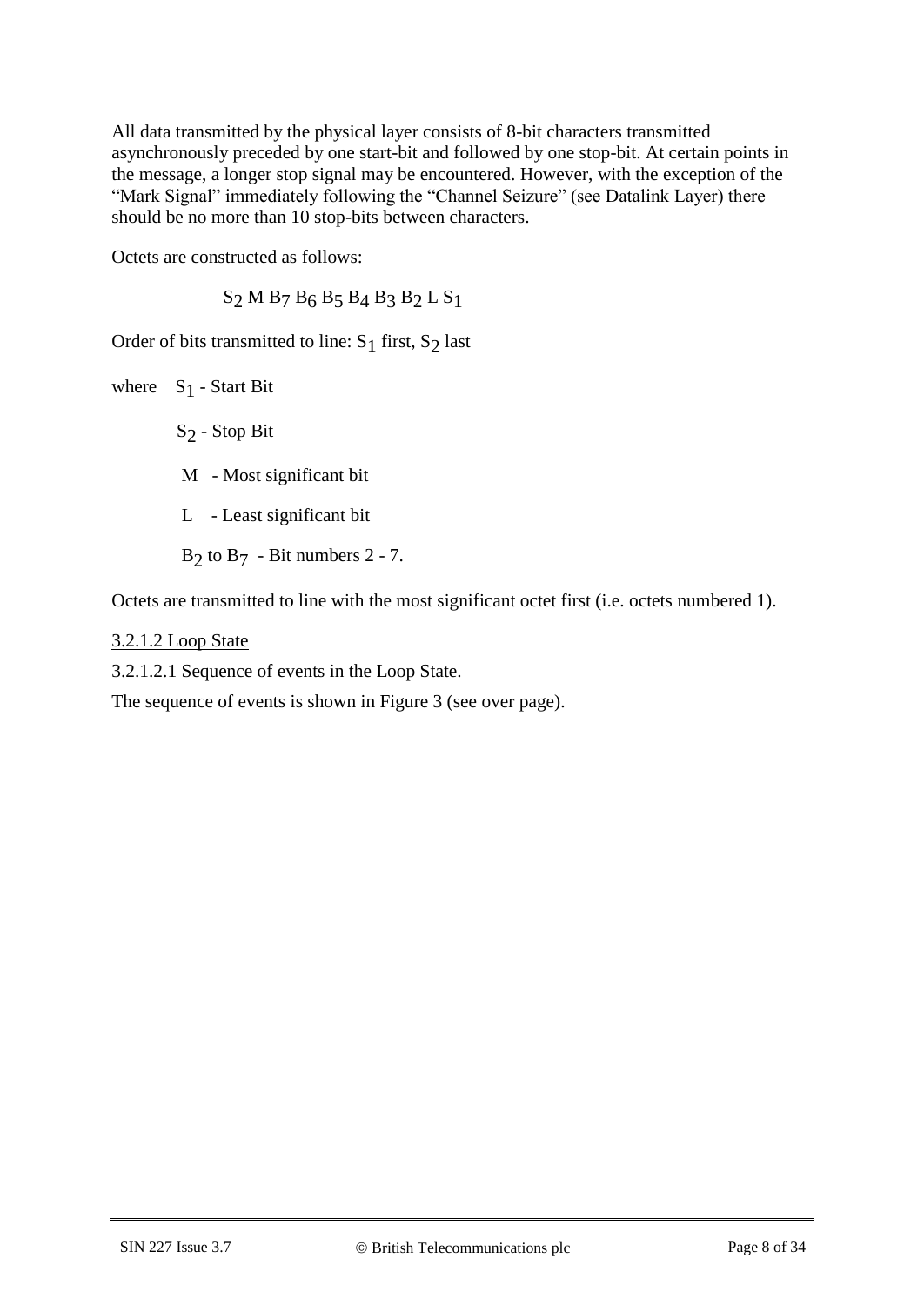All data transmitted by the physical layer consists of 8-bit characters transmitted asynchronously preceded by one start-bit and followed by one stop-bit. At certain points in the message, a longer stop signal may be encountered. However, with the exception of the "Mark Signal" immediately following the "Channel Seizure" (see Datalink Layer) there should be no more than 10 stop-bits between characters.

Octets are constructed as follows:

$$S_2 \ M \ B_7 \ B_6 \ B_5 \ B_4 \ B_3 \ B_2 \ L \ S_1$$

Order of bits transmitted to line: $S_1$ first, $S_2$ last

where $S_1$ - Start Bit

$S_2$ - Stop Bit

M - Most significant bit

L - Least significant bit

$B_2$ to $B_7$ - Bit numbers 2 - 7.

Octets are transmitted to line with the most significant octet first (i.e. octets numbered 1).

<u>3.2.1.2 Loop State</u>

3.2.1.2.1 Sequence of events in the Loop State.

The sequence of events is shown in Figure 3 (see over page).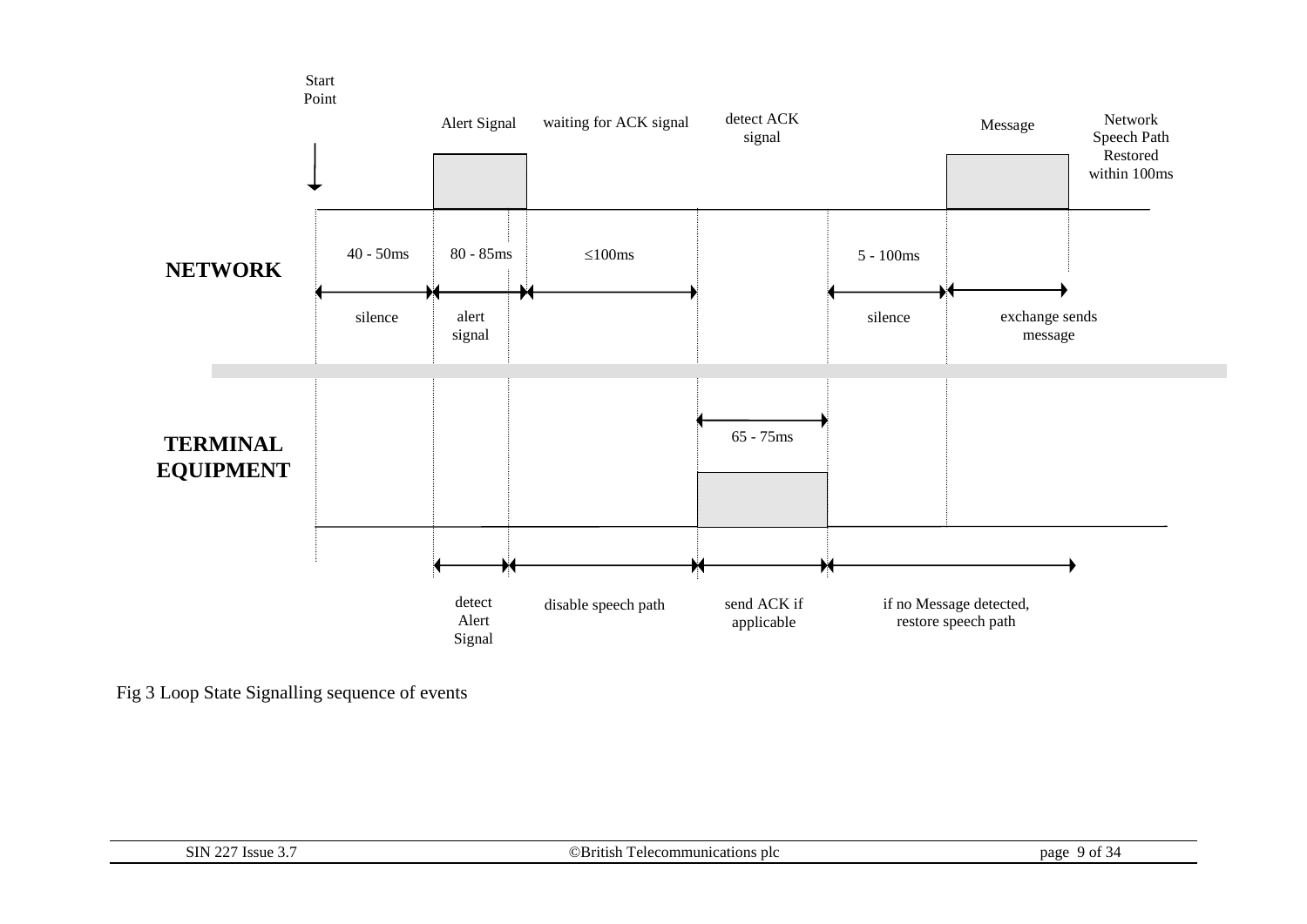Start Point

**NETWORK**

| | Alert Signal | waiting for ACK signal | detect ACK signal | | Message | Network Speech Path Restored within 100ms |
|---|---|---|---|---|---|---|
| 40 - 50ms | 80 - 85ms | ≤100ms | | 5 - 100ms | | |
| silence | alert signal | | | silence | exchange sends message | |

**TERMINAL EQUIPMENT**

| | | | 65 - 75ms | |
|---|---|---|---|---|
| detect Alert Signal | disable speech path | | send ACK if applicable | if no Message detected, restore speech path |

Fig 3 Loop State Signalling sequence of events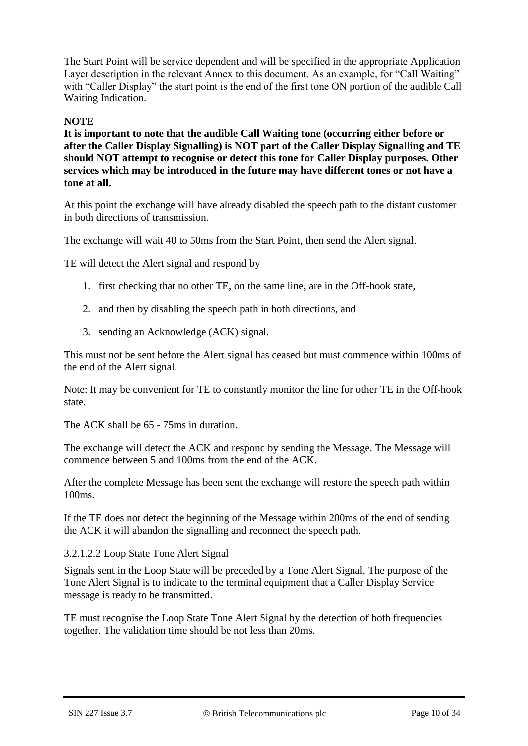The Start Point will be service dependent and will be specified in the appropriate Application Layer description in the relevant Annex to this document. As an example, for "Call Waiting" with "Caller Display" the start point is the end of the first tone ON portion of the audible Call Waiting Indication.

**NOTE**

**It is important to note that the audible Call Waiting tone (occurring either before or after the Caller Display Signalling) is NOT part of the Caller Display Signalling and TE should NOT attempt to recognise or detect this tone for Caller Display purposes. Other services which may be introduced in the future may have different tones or not have a tone at all.**

At this point the exchange will have already disabled the speech path to the distant customer in both directions of transmission.

The exchange will wait 40 to 50ms from the Start Point, then send the Alert signal.

TE will detect the Alert signal and respond by

1. first checking that no other TE, on the same line, are in the Off-hook state,
2. and then by disabling the speech path in both directions, and
3. sending an Acknowledge (ACK) signal.

This must not be sent before the Alert signal has ceased but must commence within 100ms of the end of the Alert signal.

Note: It may be convenient for TE to constantly monitor the line for other TE in the Off-hook state.

The ACK shall be 65 - 75ms in duration.

The exchange will detect the ACK and respond by sending the Message. The Message will commence between 5 and 100ms from the end of the ACK.

After the complete Message has been sent the exchange will restore the speech path within 100ms.

If the TE does not detect the beginning of the Message within 200ms of the end of sending the ACK it will abandon the signalling and reconnect the speech path.

3.2.1.2.2 Loop State Tone Alert Signal

Signals sent in the Loop State will be preceded by a Tone Alert Signal. The purpose of the Tone Alert Signal is to indicate to the terminal equipment that a Caller Display Service message is ready to be transmitted.

TE must recognise the Loop State Tone Alert Signal by the detection of both frequencies together. The validation time should be not less than 20ms.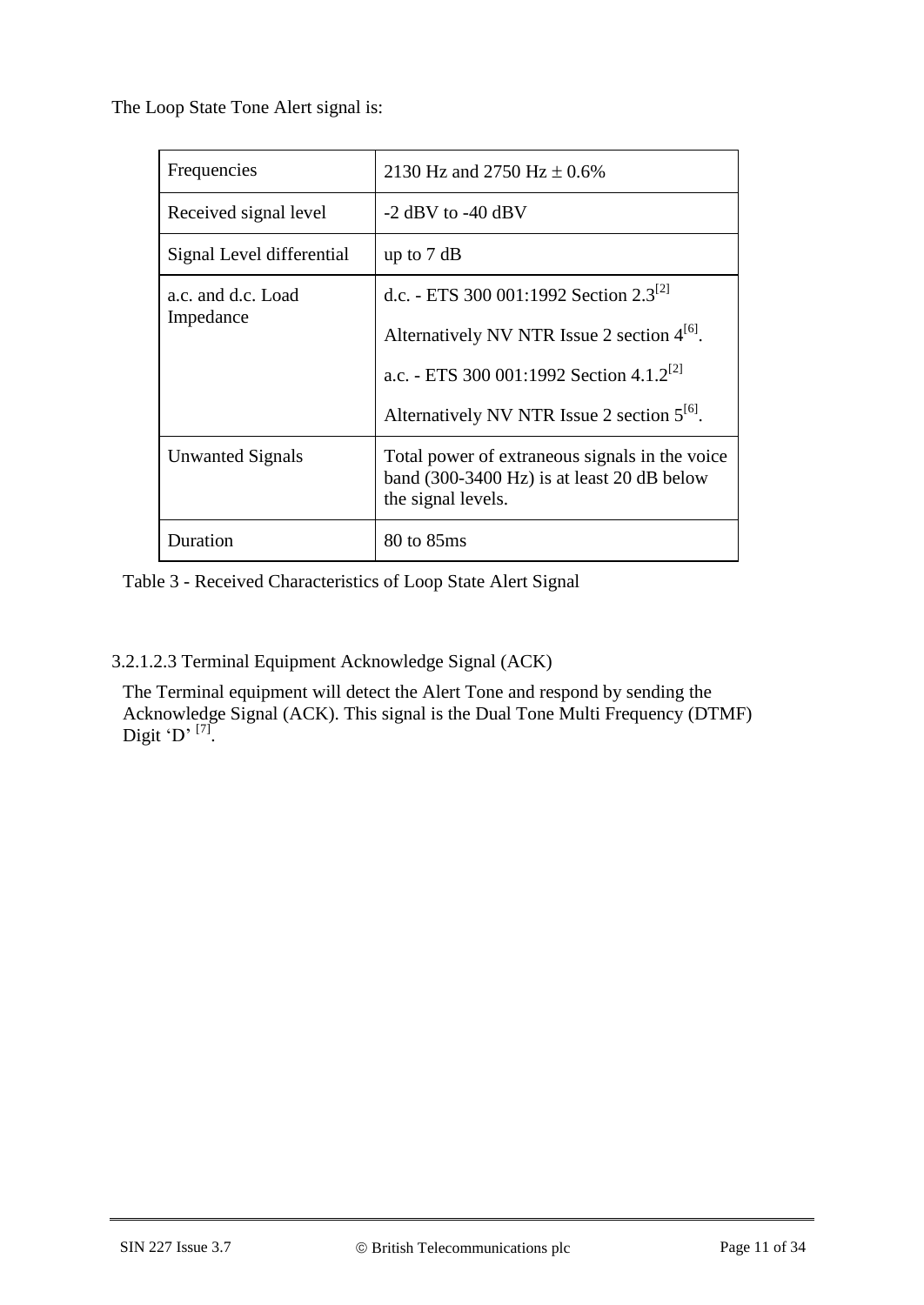The Loop State Tone Alert signal is:

| | |
|---|---|
| Frequencies | 2130 Hz and 2750 Hz ± 0.6% |
| Received signal level | -2 dBV to -40 dBV |
| Signal Level differential | up to 7 dB |
| a.c. and d.c. Load Impedance | d.c. - ETS 300 001:1992 Section 2.3[2]<br><br>Alternatively NV NTR Issue 2 section 4[6].<br><br>a.c. - ETS 300 001:1992 Section 4.1.2[2]<br><br>Alternatively NV NTR Issue 2 section 5[6]. |
| Unwanted Signals | Total power of extraneous signals in the voice band (300-3400 Hz) is at least 20 dB below the signal levels. |
| Duration | 80 to 85ms |

Table 3 - Received Characteristics of Loop State Alert Signal

#### 3.2.1.2.3 Terminal Equipment Acknowledge Signal (ACK)

The Terminal equipment will detect the Alert Tone and respond by sending the Acknowledge Signal (ACK). This signal is the Dual Tone Multi Frequency (DTMF) Digit 'D' [7].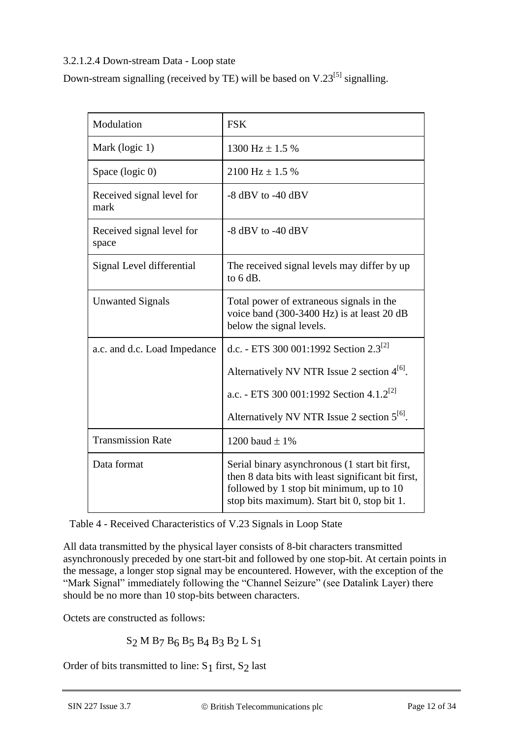#### 3.2.1.2.4 Down-stream Data - Loop state

Down-stream signalling (received by TE) will be based on V.23[5] signalling.

| Modulation | FSK |
|---|---|
| Mark (logic 1) | 1300 Hz ± 1.5 % |
| Space (logic 0) | 2100 Hz ± 1.5 % |
| Received signal level for mark | -8 dBV to -40 dBV |
| Received signal level for space | -8 dBV to -40 dBV |
| Signal Level differential | The received signal levels may differ by up to 6 dB. |
| Unwanted Signals | Total power of extraneous signals in the voice band (300-3400 Hz) is at least 20 dB below the signal levels. |
| a.c. and d.c. Load Impedance | d.c. - ETS 300 001:1992 Section 2.3[2]<br><br>Alternatively NV NTR Issue 2 section 4[6].<br><br>a.c. - ETS 300 001:1992 Section 4.1.2[2]<br><br>Alternatively NV NTR Issue 2 section 5[6]. |
| Transmission Rate | 1200 baud ± 1% |
| Data format | Serial binary asynchronous (1 start bit first, then 8 data bits with least significant bit first, followed by 1 stop bit minimum, up to 10 stop bits maximum). Start bit 0, stop bit 1. |

Table 4 - Received Characteristics of V.23 Signals in Loop State

All data transmitted by the physical layer consists of 8-bit characters transmitted asynchronously preceded by one start-bit and followed by one stop-bit. At certain points in the message, a longer stop signal may be encountered. However, with the exception of the "Mark Signal" immediately following the "Channel Seizure" (see Datalink Layer) there should be no more than 10 stop-bits between characters.

Octets are constructed as follows:

$S_2$ M $B_7$ $B_6$ $B_5$ $B_4$ $B_3$ $B_2$ L $S_1$

Order of bits transmitted to line: $S_1$ first, $S_2$ last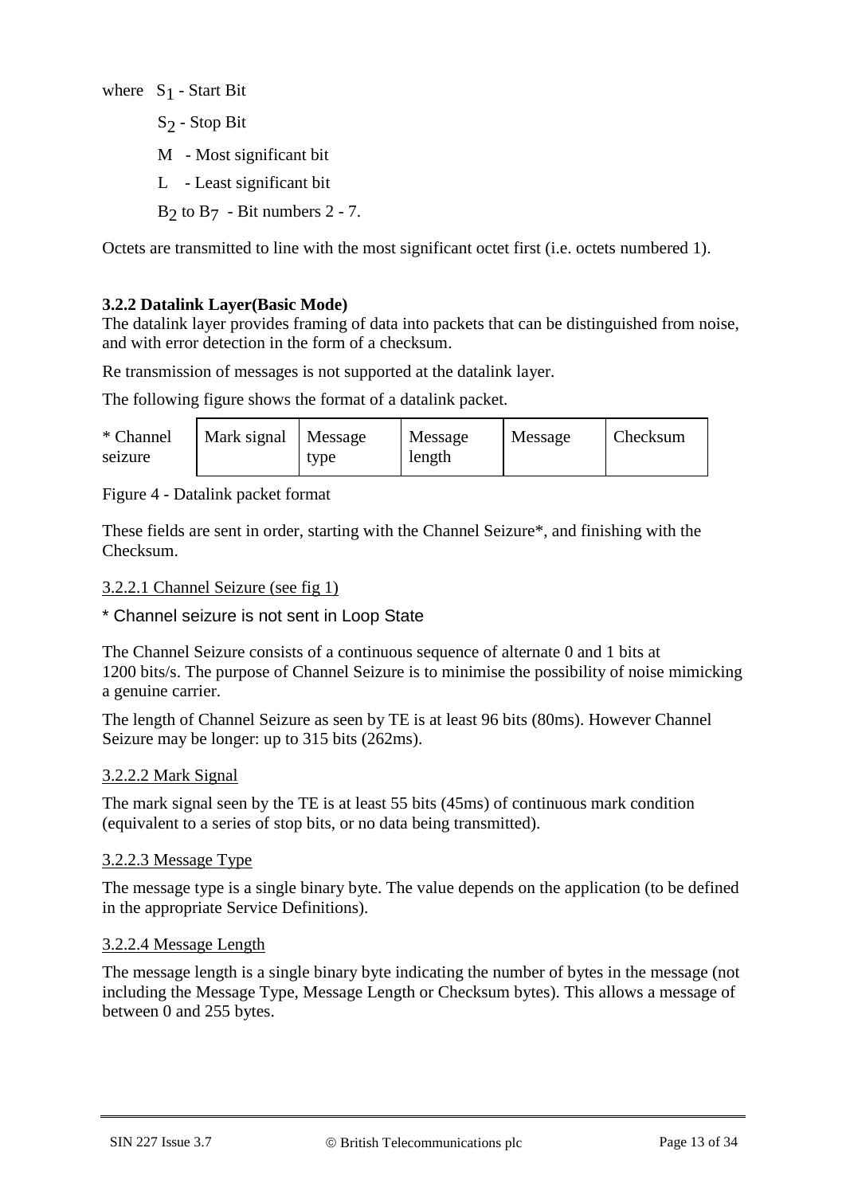where $S_1$ - Start Bit

$S_2$ - Stop Bit

M - Most significant bit

L - Least significant bit

$B_2$ to $B_7$ - Bit numbers 2 - 7.

Octets are transmitted to line with the most significant octet first (i.e. octets numbered 1).

### 3.2.2 Datalink Layer(Basic Mode)

The datalink layer provides framing of data into packets that can be distinguished from noise, and with error detection in the form of a checksum.

Re transmission of messages is not supported at the datalink layer.

The following figure shows the format of a datalink packet.

| * Channel seizure | Mark signal | Message type | Message length | Message | Checksum |
|---|---|---|---|---|---|

Figure 4 - Datalink packet format

These fields are sent in order, starting with the Channel Seizure*, and finishing with the Checksum.

3.2.2.1 Channel Seizure (see fig 1)

* Channel seizure is not sent in Loop State

The Channel Seizure consists of a continuous sequence of alternate 0 and 1 bits at 1200 bits/s. The purpose of Channel Seizure is to minimise the possibility of noise mimicking a genuine carrier.

The length of Channel Seizure as seen by TE is at least 96 bits (80ms). However Channel Seizure may be longer: up to 315 bits (262ms).

3.2.2.2 Mark Signal

The mark signal seen by the TE is at least 55 bits (45ms) of continuous mark condition (equivalent to a series of stop bits, or no data being transmitted).

3.2.2.3 Message Type

The message type is a single binary byte. The value depends on the application (to be defined in the appropriate Service Definitions).

3.2.2.4 Message Length

The message length is a single binary byte indicating the number of bytes in the message (not including the Message Type, Message Length or Checksum bytes). This allows a message of between 0 and 255 bytes.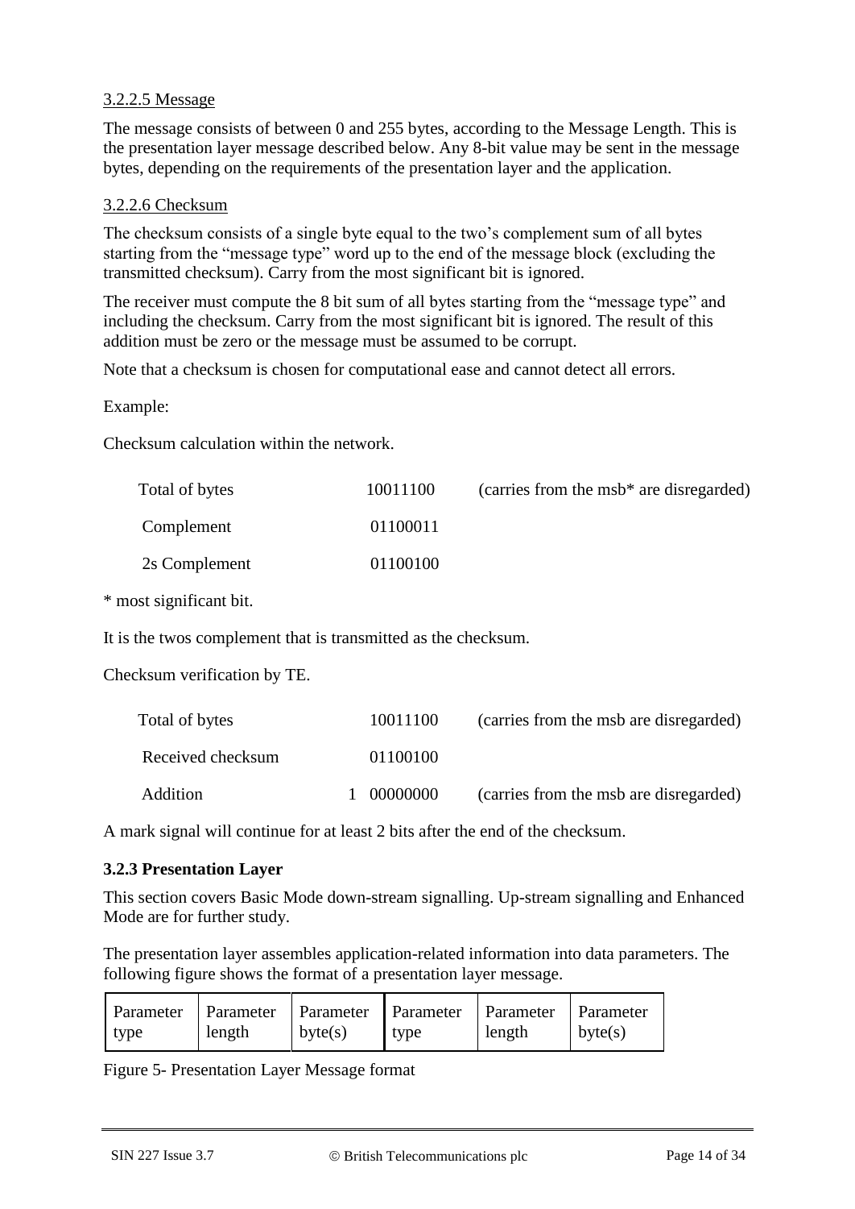3.2.2.5 Message

The message consists of between 0 and 255 bytes, according to the Message Length. This is the presentation layer message described below. Any 8-bit value may be sent in the message bytes, depending on the requirements of the presentation layer and the application.

3.2.2.6 Checksum

The checksum consists of a single byte equal to the two's complement sum of all bytes starting from the "message type" word up to the end of the message block (excluding the transmitted checksum). Carry from the most significant bit is ignored.

The receiver must compute the 8 bit sum of all bytes starting from the "message type" and including the checksum. Carry from the most significant bit is ignored. The result of this addition must be zero or the message must be assumed to be corrupt.

Note that a checksum is chosen for computational ease and cannot detect all errors.

Example:

Checksum calculation within the network.

| | | |
|---|---|---|
| Total of bytes | 10011100 | (carries from the msb* are disregarded) |
| Complement | 01100011 | |
| 2s Complement | 01100100 | |

\* most significant bit.

It is the twos complement that is transmitted as the checksum.

Checksum verification by TE.

| | | |
|---|---|---|
| Total of bytes | 10011100 | (carries from the msb are disregarded) |
| Received checksum | 01100100 | |
| Addition | 1 00000000 | (carries from the msb are disregarded) |

A mark signal will continue for at least 2 bits after the end of the checksum.

### 3.2.3 Presentation Layer

This section covers Basic Mode down-stream signalling. Up-stream signalling and Enhanced Mode are for further study.

The presentation layer assembles application-related information into data parameters. The following figure shows the format of a presentation layer message.

| Parameter type | Parameter length | Parameter byte(s) | Parameter type | Parameter length | Parameter byte(s) |
|---|---|---|---|---|---|

Figure 5- Presentation Layer Message format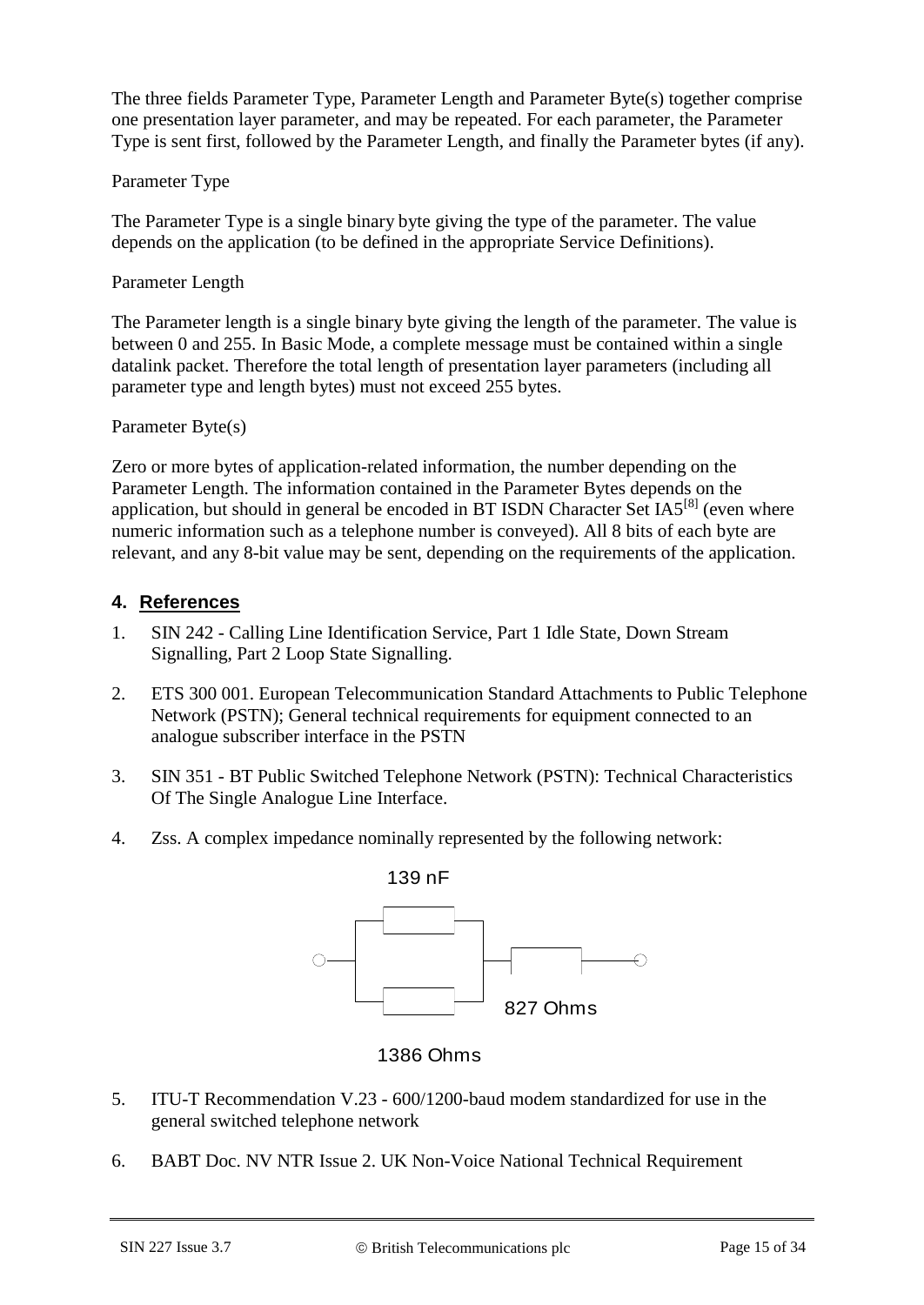The three fields Parameter Type, Parameter Length and Parameter Byte(s) together comprise one presentation layer parameter, and may be repeated. For each parameter, the Parameter Type is sent first, followed by the Parameter Length, and finally the Parameter bytes (if any).

Parameter Type

The Parameter Type is a single binary byte giving the type of the parameter. The value depends on the application (to be defined in the appropriate Service Definitions).

Parameter Length

The Parameter length is a single binary byte giving the length of the parameter. The value is between 0 and 255. In Basic Mode, a complete message must be contained within a single datalink packet. Therefore the total length of presentation layer parameters (including all parameter type and length bytes) must not exceed 255 bytes.

Parameter Byte(s)

Zero or more bytes of application-related information, the number depending on the Parameter Length. The information contained in the Parameter Bytes depends on the application, but should in general be encoded in BT ISDN Character Set IA5[8] (even where numeric information such as a telephone number is conveyed). All 8 bits of each byte are relevant, and any 8-bit value may be sent, depending on the requirements of the application.

## 4. References

1. SIN 242 - Calling Line Identification Service, Part 1 Idle State, Down Stream Signalling, Part 2 Loop State Signalling.

2. ETS 300 001. European Telecommunication Standard Attachments to Public Telephone Network (PSTN); General technical requirements for equipment connected to an analogue subscriber interface in the PSTN

3. SIN 351 - BT Public Switched Telephone Network (PSTN): Technical Characteristics Of The Single Analogue Line Interface.

4. Zss. A complex impedance nominally represented by the following network:

   139 nF

   827 Ohms

   1386 Ohms

5. ITU-T Recommendation V.23 - 600/1200-baud modem standardized for use in the general switched telephone network

6. BABT Doc. NV NTR Issue 2. UK Non-Voice National Technical Requirement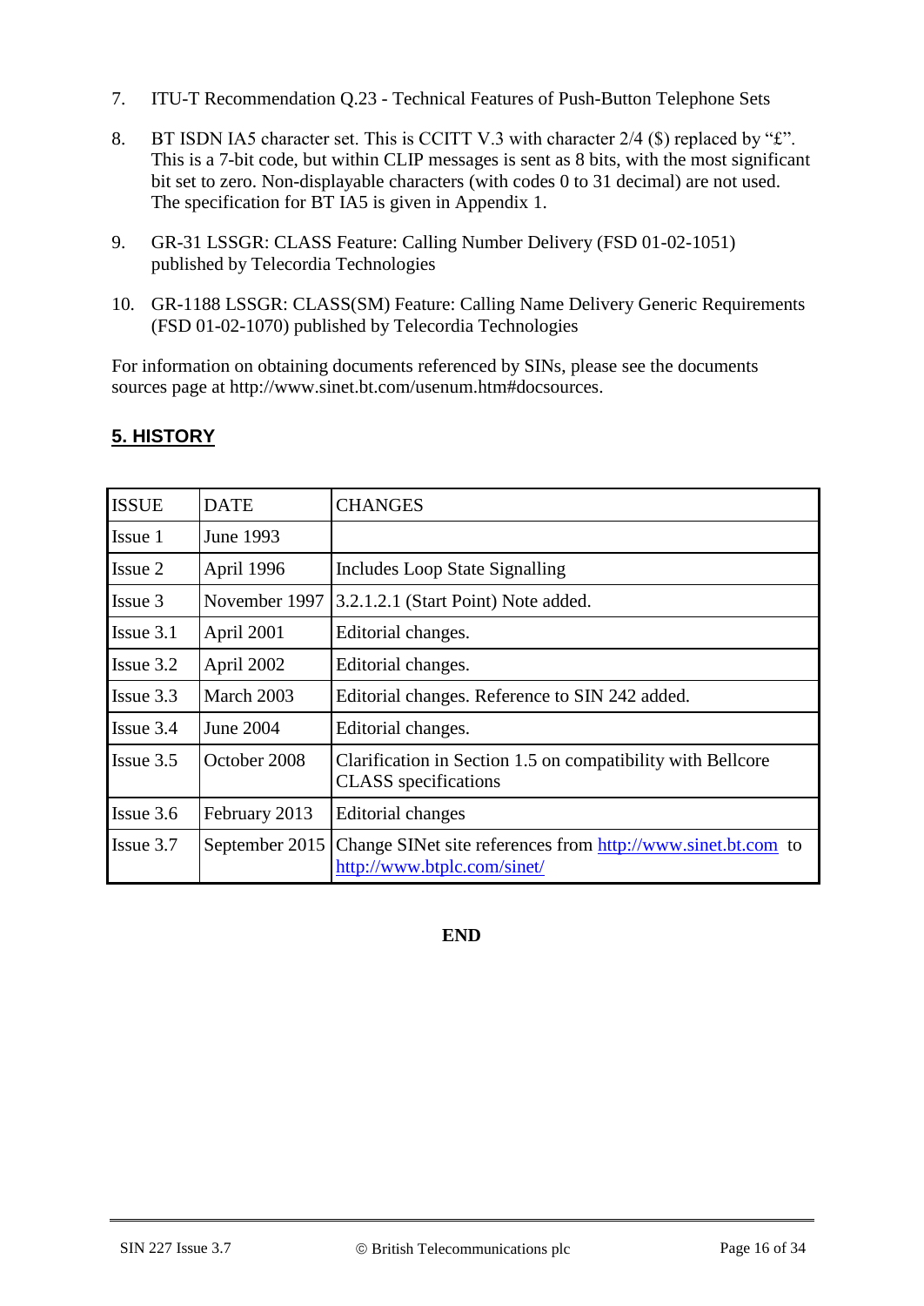7. ITU-T Recommendation Q.23 - Technical Features of Push-Button Telephone Sets

8. BT ISDN IA5 character set. This is CCITT V.3 with character 2/4 ($) replaced by "£". This is a 7-bit code, but within CLIP messages is sent as 8 bits, with the most significant bit set to zero. Non-displayable characters (with codes 0 to 31 decimal) are not used. The specification for BT IA5 is given in Appendix 1.

9. GR-31 LSSGR: CLASS Feature: Calling Number Delivery (FSD 01-02-1051) published by Telecordia Technologies

10. GR-1188 LSSGR: CLASS(SM) Feature: Calling Name Delivery Generic Requirements (FSD 01-02-1070) published by Telecordia Technologies

For information on obtaining documents referenced by SINs, please see the documents sources page at http://www.sinet.bt.com/usenum.htm#docsources.

## 5. HISTORY

| ISSUE | DATE | CHANGES |
|---|---|---|
| Issue 1 | June 1993 | |
| Issue 2 | April 1996 | Includes Loop State Signalling |
| Issue 3 | November 1997 | 3.2.1.2.1 (Start Point) Note added. |
| Issue 3.1 | April 2001 | Editorial changes. |
| Issue 3.2 | April 2002 | Editorial changes. |
| Issue 3.3 | March 2003 | Editorial changes. Reference to SIN 242 added. |
| Issue 3.4 | June 2004 | Editorial changes. |
| Issue 3.5 | October 2008 | Clarification in Section 1.5 on compatibility with Bellcore CLASS specifications |
| Issue 3.6 | February 2013 | Editorial changes |
| Issue 3.7 | September 2015 | Change SINet site references from http://www.sinet.bt.com to http://www.btplc.com/sinet/ |

**END**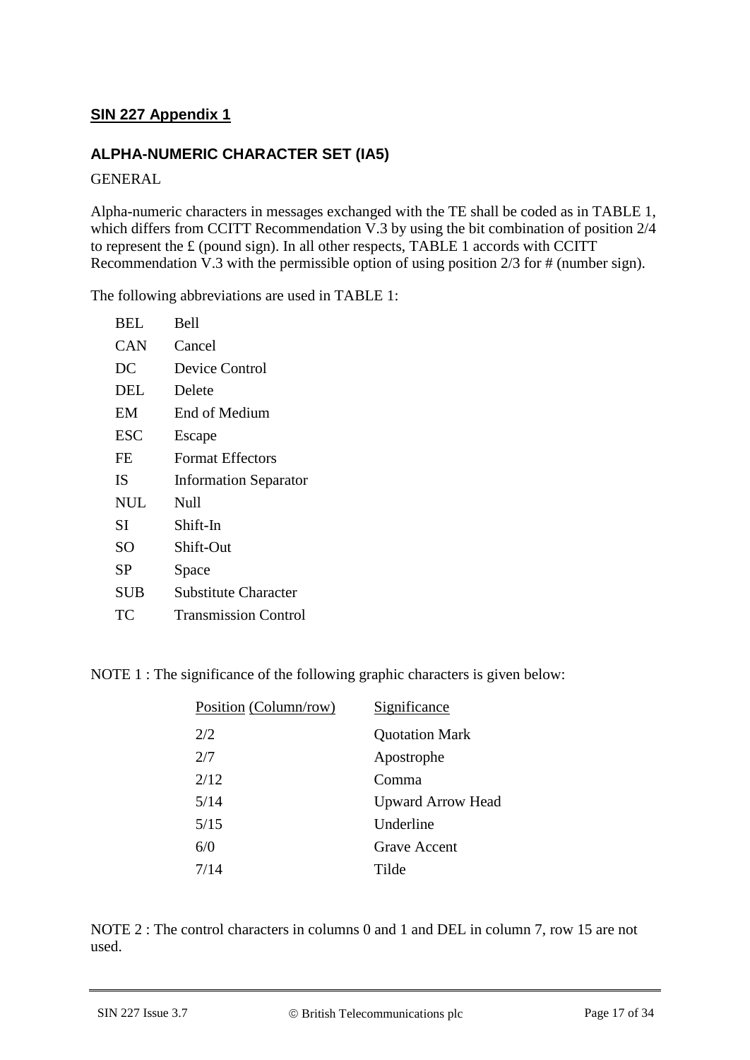## SIN 227 Appendix 1

### ALPHA-NUMERIC CHARACTER SET (IA5)

GENERAL

Alpha-numeric characters in messages exchanged with the TE shall be coded as in TABLE 1, which differs from CCITT Recommendation V.3 by using the bit combination of position 2/4 to represent the £ (pound sign). In all other respects, TABLE 1 accords with CCITT Recommendation V.3 with the permissible option of using position 2/3 for # (number sign).

The following abbreviations are used in TABLE 1:

| | |
|---|---|
| BEL | Bell |
| CAN | Cancel |
| DC | Device Control |
| DEL | Delete |
| EM | End of Medium |
| ESC | Escape |
| FE | Format Effectors |
| IS | Information Separator |
| NUL | Null |
| SI | Shift-In |
| SO | Shift-Out |
| SP | Space |
| SUB | Substitute Character |
| TC | Transmission Control |

NOTE 1 : The significance of the following graphic characters is given below:

| Position (Column/row) | Significance |
|---|---|
| 2/2 | Quotation Mark |
| 2/7 | Apostrophe |
| 2/12 | Comma |
| 5/14 | Upward Arrow Head |
| 5/15 | Underline |
| 6/0 | Grave Accent |
| 7/14 | Tilde |

NOTE 2 : The control characters in columns 0 and 1 and DEL in column 7, row 15 are not used.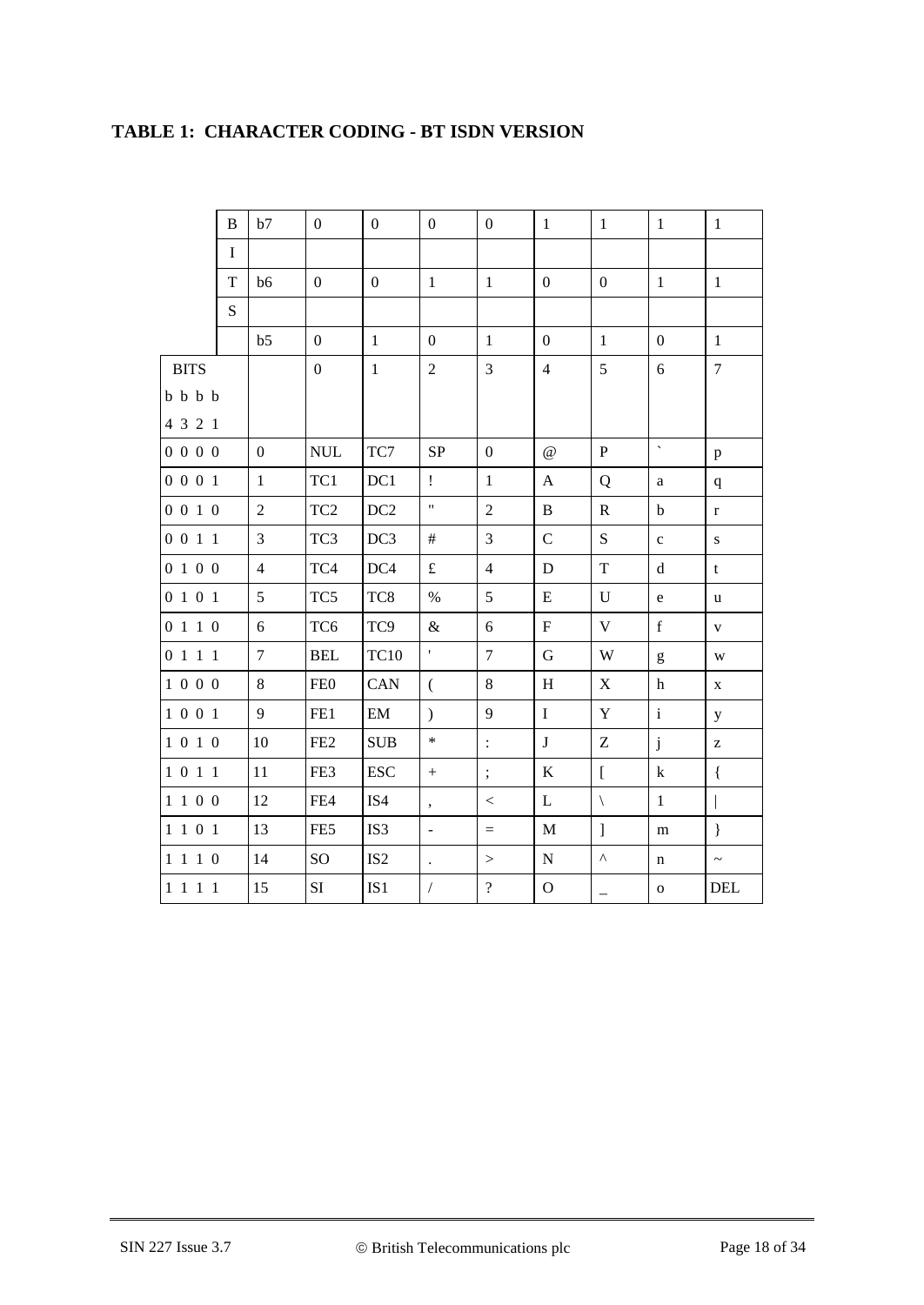## TABLE 1: CHARACTER CODING - BT ISDN VERSION

| | B I T S | b7 | 0 | 0 | 0 | 0 | 1 | 1 | 1 | 1 |
|---|---|---|---|---|---|---|---|---|---|---|
| | | b6 | 0 | 0 | 1 | 1 | 0 | 0 | 1 | 1 |
| | | b5 | 0 | 1 | 0 | 1 | 0 | 1 | 0 | 1 |
| BITS b b b b 4 3 2 1 | | | 0 | 1 | 2 | 3 | 4 | 5 | 6 | 7 |
| 0 0 0 0 | | 0 | NUL | TC7 | SP | 0 | @ | P | ` | p |
| 0 0 0 1 | | 1 | TC1 | DC1 | ! | 1 | A | Q | a | q |
| 0 0 1 0 | | 2 | TC2 | DC2 | " | 2 | B | R | b | r |
| 0 0 1 1 | | 3 | TC3 | DC3 | # | 3 | C | S | c | s |
| 0 1 0 0 | | 4 | TC4 | DC4 | £ | 4 | D | T | d | t |
| 0 1 0 1 | | 5 | TC5 | TC8 | % | 5 | E | U | e | u |
| 0 1 1 0 | | 6 | TC6 | TC9 | & | 6 | F | V | f | v |
| 0 1 1 1 | | 7 | BEL | TC10 | ' | 7 | G | W | g | w |
| 1 0 0 0 | | 8 | FE0 | CAN | ( | 8 | H | X | h | x |
| 1 0 0 1 | | 9 | FE1 | EM | ) | 9 | I | Y | i | y |
| 1 0 1 0 | | 10 | FE2 | SUB | * | : | J | Z | j | z |
| 1 0 1 1 | | 11 | FE3 | ESC | + | ; | K | [ | k | { |
| 1 1 0 0 | | 12 | FE4 | IS4 | , | < | L | \ | l | \| |
| 1 1 0 1 | | 13 | FE5 | IS3 | - | = | M | ] | m | } |
| 1 1 1 0 | | 14 | SO | IS2 | . | > | N | ^ | n | ~ |
| 1 1 1 1 | | 15 | SI | IS1 | / | ? | O | _ | o | DEL |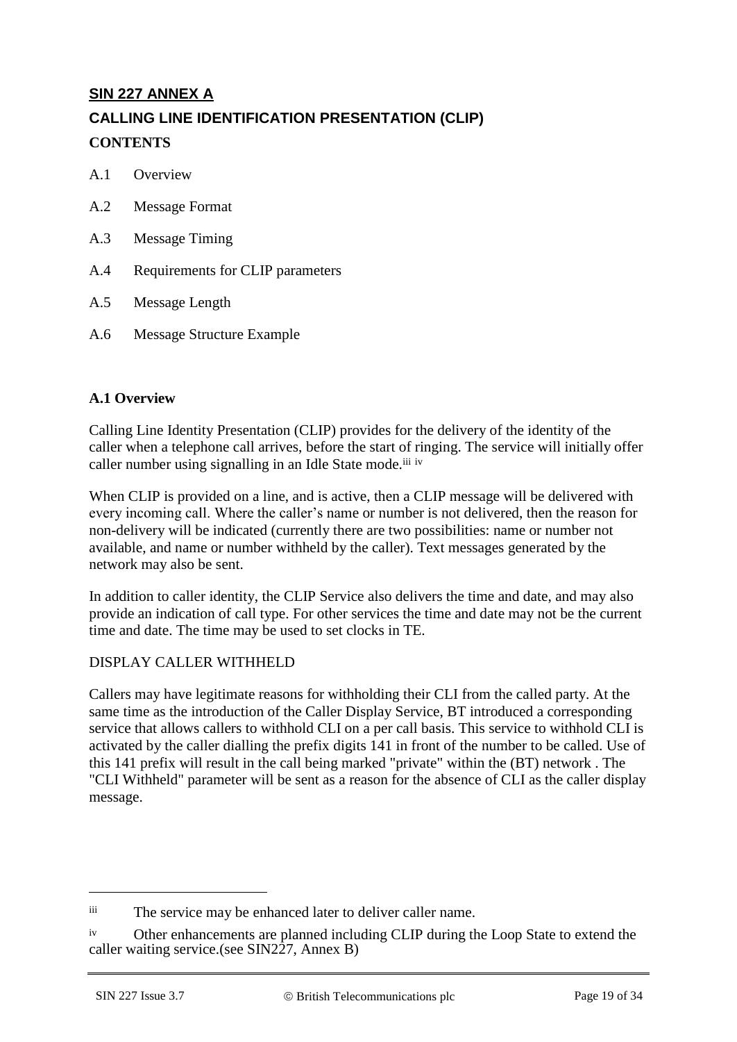**SIN 227 ANNEX A**

**CALLING LINE IDENTIFICATION PRESENTATION (CLIP)**

**CONTENTS**

A.1 Overview

A.2 Message Format

A.3 Message Timing

A.4 Requirements for CLIP parameters

A.5 Message Length

A.6 Message Structure Example

**A.1 Overview**

Calling Line Identity Presentation (CLIP) provides for the delivery of the identity of the caller when a telephone call arrives, before the start of ringing. The service will initially offer caller number using signalling in an Idle State mode.[iii] [iv]

When CLIP is provided on a line, and is active, then a CLIP message will be delivered with every incoming call. Where the caller's name or number is not delivered, then the reason for non-delivery will be indicated (currently there are two possibilities: name or number not available, and name or number withheld by the caller). Text messages generated by the network may also be sent.

In addition to caller identity, the CLIP Service also delivers the time and date, and may also provide an indication of call type. For other services the time and date may not be the current time and date. The time may be used to set clocks in TE.

DISPLAY CALLER WITHHELD

Callers may have legitimate reasons for withholding their CLI from the called party. At the same time as the introduction of the Caller Display Service, BT introduced a corresponding service that allows callers to withhold CLI on a per call basis. This service to withhold CLI is activated by the caller dialling the prefix digits 141 in front of the number to be called. Use of this 141 prefix will result in the call being marked "private" within the (BT) network . The "CLI Withheld" parameter will be sent as a reason for the absence of CLI as the caller display message.

---

[iii] The service may be enhanced later to deliver caller name.

[iv] Other enhancements are planned including CLIP during the Loop State to extend the caller waiting service.(see SIN227, Annex B)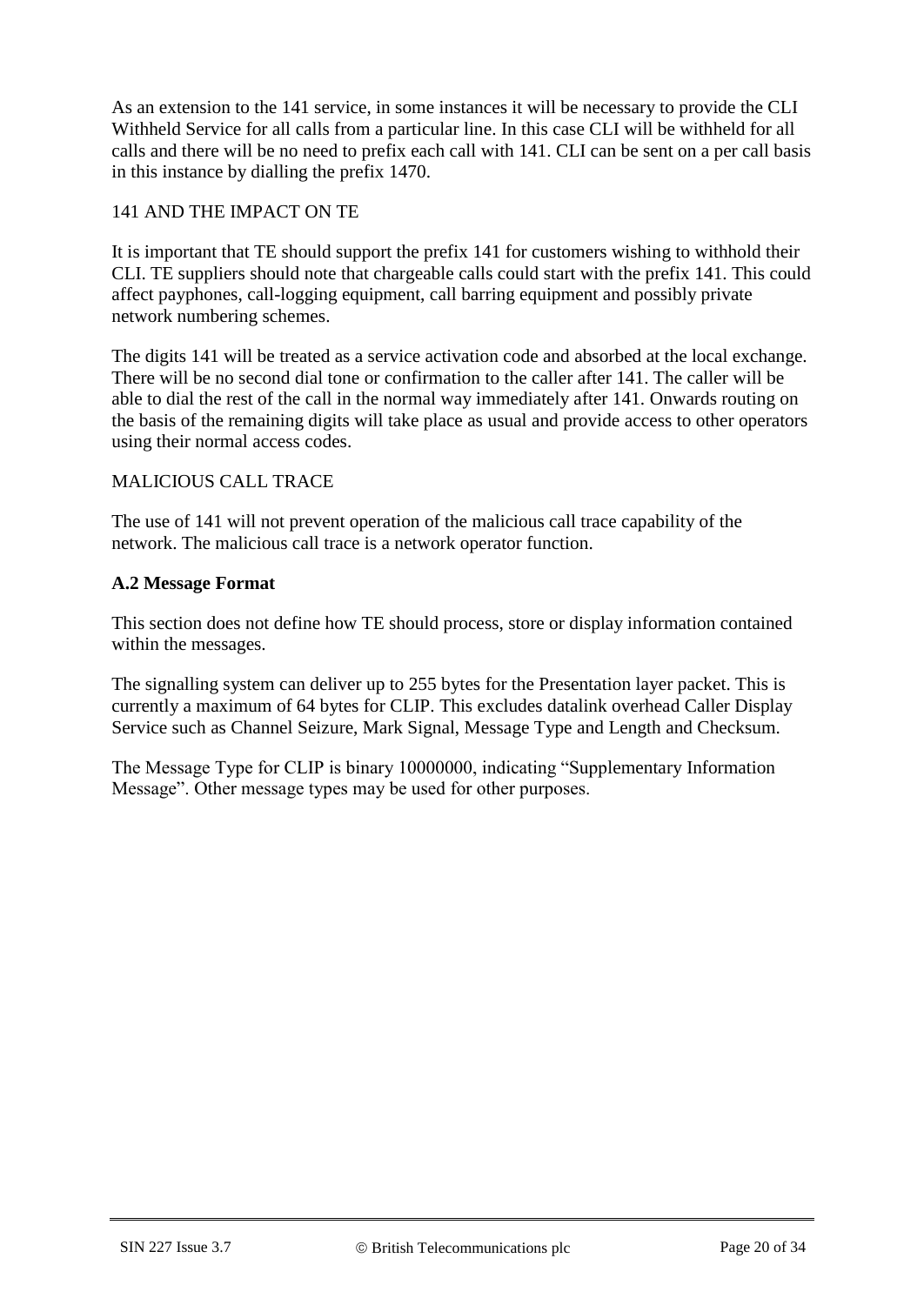As an extension to the 141 service, in some instances it will be necessary to provide the CLI Withheld Service for all calls from a particular line. In this case CLI will be withheld for all calls and there will be no need to prefix each call with 141. CLI can be sent on a per call basis in this instance by dialling the prefix 1470.

141 AND THE IMPACT ON TE

It is important that TE should support the prefix 141 for customers wishing to withhold their CLI. TE suppliers should note that chargeable calls could start with the prefix 141. This could affect payphones, call-logging equipment, call barring equipment and possibly private network numbering schemes.

The digits 141 will be treated as a service activation code and absorbed at the local exchange. There will be no second dial tone or confirmation to the caller after 141. The caller will be able to dial the rest of the call in the normal way immediately after 141. Onwards routing on the basis of the remaining digits will take place as usual and provide access to other operators using their normal access codes.

MALICIOUS CALL TRACE

The use of 141 will not prevent operation of the malicious call trace capability of the network. The malicious call trace is a network operator function.

### A.2 Message Format

This section does not define how TE should process, store or display information contained within the messages.

The signalling system can deliver up to 255 bytes for the Presentation layer packet. This is currently a maximum of 64 bytes for CLIP. This excludes datalink overhead Caller Display Service such as Channel Seizure, Mark Signal, Message Type and Length and Checksum.

The Message Type for CLIP is binary 10000000, indicating “Supplementary Information Message”. Other message types may be used for other purposes.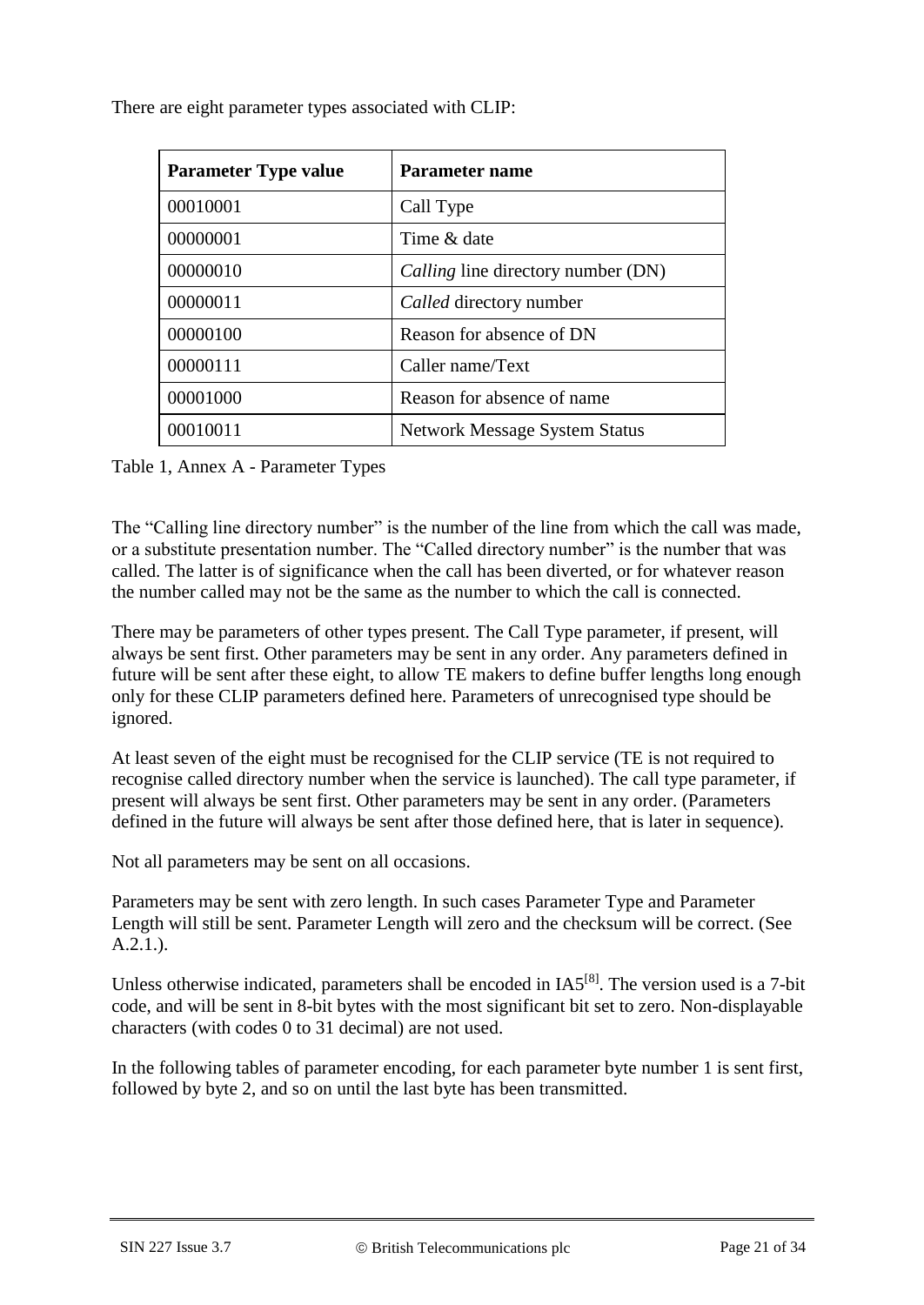There are eight parameter types associated with CLIP:

| **Parameter Type value** | **Parameter name** |
|---|---|
| 00010001 | Call Type |
| 00000001 | Time & date |
| 00000010 | *Calling* line directory number (DN) |
| 00000011 | *Called* directory number |
| 00000100 | Reason for absence of DN |
| 00000111 | Caller name/Text |
| 00001000 | Reason for absence of name |
| 00010011 | Network Message System Status |

Table 1, Annex A - Parameter Types

The "Calling line directory number" is the number of the line from which the call was made, or a substitute presentation number. The "Called directory number" is the number that was called. The latter is of significance when the call has been diverted, or for whatever reason the number called may not be the same as the number to which the call is connected.

There may be parameters of other types present. The Call Type parameter, if present, will always be sent first. Other parameters may be sent in any order. Any parameters defined in future will be sent after these eight, to allow TE makers to define buffer lengths long enough only for these CLIP parameters defined here. Parameters of unrecognised type should be ignored.

At least seven of the eight must be recognised for the CLIP service (TE is not required to recognise called directory number when the service is launched). The call type parameter, if present will always be sent first. Other parameters may be sent in any order. (Parameters defined in the future will always be sent after those defined here, that is later in sequence).

Not all parameters may be sent on all occasions.

Parameters may be sent with zero length. In such cases Parameter Type and Parameter Length will still be sent. Parameter Length will zero and the checksum will be correct. (See A.2.1.).

Unless otherwise indicated, parameters shall be encoded in IA5[8]. The version used is a 7-bit code, and will be sent in 8-bit bytes with the most significant bit set to zero. Non-displayable characters (with codes 0 to 31 decimal) are not used.

In the following tables of parameter encoding, for each parameter byte number 1 is sent first, followed by byte 2, and so on until the last byte has been transmitted.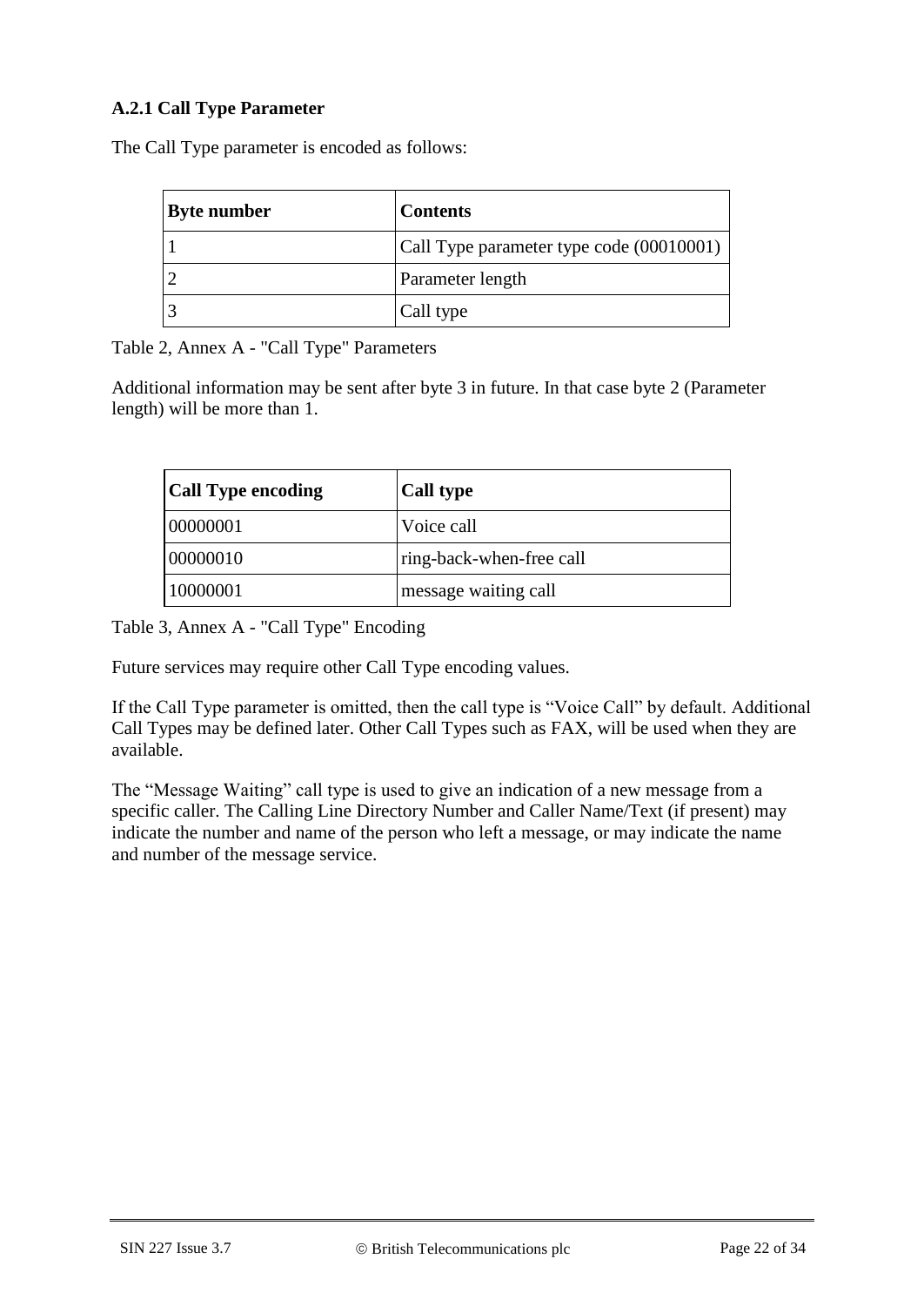### A.2.1 Call Type Parameter

The Call Type parameter is encoded as follows:

| Byte number | Contents |
|---|---|
| 1 | Call Type parameter type code (00010001) |
| 2 | Parameter length |
| 3 | Call type |

Table 2, Annex A - "Call Type" Parameters

Additional information may be sent after byte 3 in future. In that case byte 2 (Parameter length) will be more than 1.

| Call Type encoding | Call type |
|---|---|
| 00000001 | Voice call |
| 00000010 | ring-back-when-free call |
| 10000001 | message waiting call |

Table 3, Annex A - "Call Type" Encoding

Future services may require other Call Type encoding values.

If the Call Type parameter is omitted, then the call type is "Voice Call" by default. Additional Call Types may be defined later. Other Call Types such as FAX, will be used when they are available.

The "Message Waiting" call type is used to give an indication of a new message from a specific caller. The Calling Line Directory Number and Caller Name/Text (if present) may indicate the number and name of the person who left a message, or may indicate the name and number of the message service.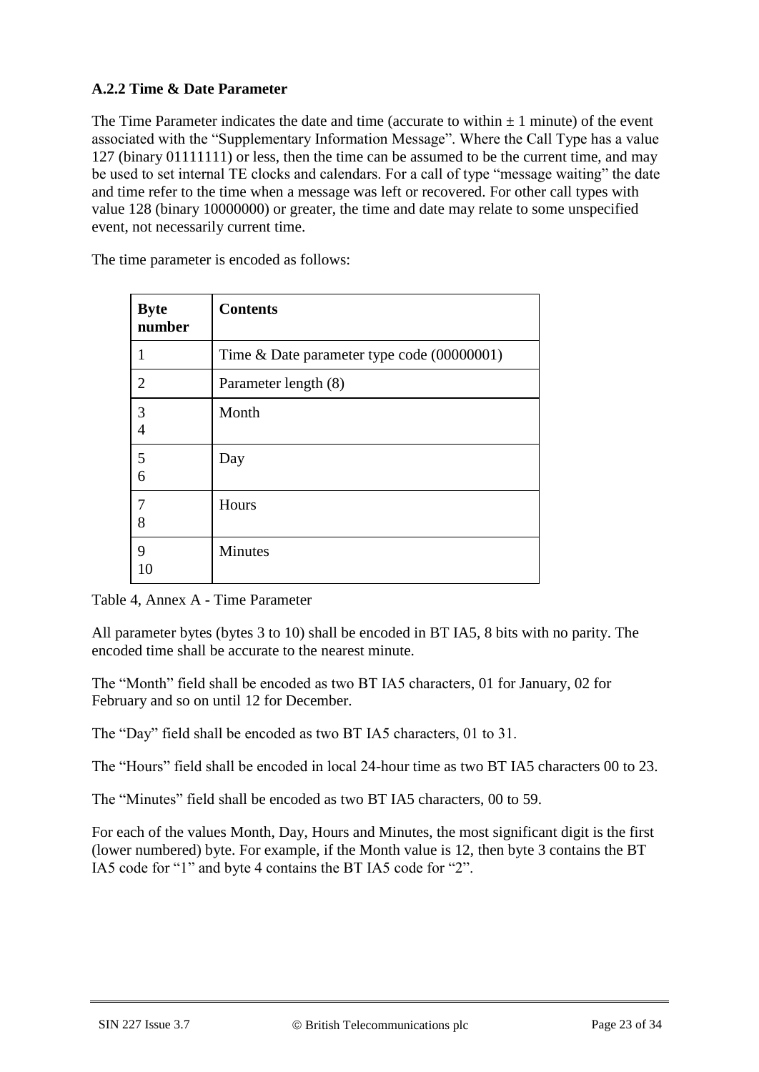### A.2.2 Time & Date Parameter

The Time Parameter indicates the date and time (accurate to within ± 1 minute) of the event associated with the "Supplementary Information Message". Where the Call Type has a value 127 (binary 01111111) or less, then the time can be assumed to be the current time, and may be used to set internal TE clocks and calendars. For a call of type "message waiting" the date and time refer to the time when a message was left or recovered. For other call types with value 128 (binary 10000000) or greater, the time and date may relate to some unspecified event, not necessarily current time.

The time parameter is encoded as follows:

| **Byte number** | **Contents** |
|---|---|
| 1 | Time & Date parameter type code (00000001) |
| 2 | Parameter length (8) |
| 3<br>4 | Month |
| 5<br>6 | Day |
| 7<br>8 | Hours |
| 9<br>10 | Minutes |

Table 4, Annex A - Time Parameter

All parameter bytes (bytes 3 to 10) shall be encoded in BT IA5, 8 bits with no parity. The encoded time shall be accurate to the nearest minute.

The "Month" field shall be encoded as two BT IA5 characters, 01 for January, 02 for February and so on until 12 for December.

The "Day" field shall be encoded as two BT IA5 characters, 01 to 31.

The "Hours" field shall be encoded in local 24-hour time as two BT IA5 characters 00 to 23.

The "Minutes" field shall be encoded as two BT IA5 characters, 00 to 59.

For each of the values Month, Day, Hours and Minutes, the most significant digit is the first (lower numbered) byte. For example, if the Month value is 12, then byte 3 contains the BT IA5 code for "1" and byte 4 contains the BT IA5 code for "2".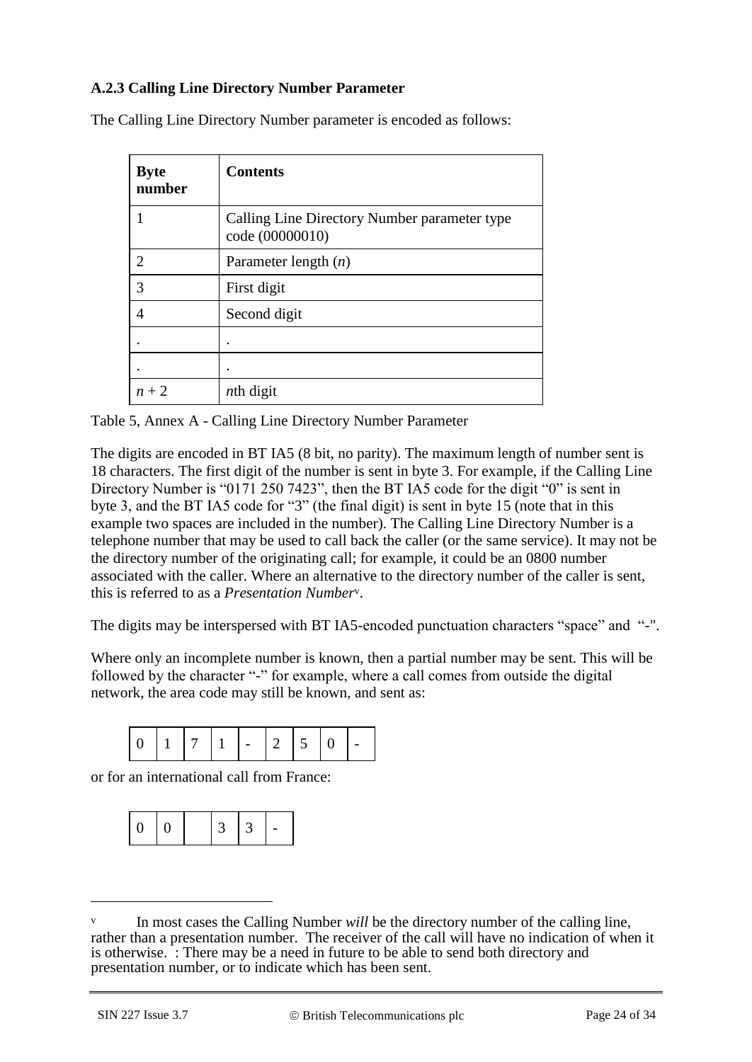### A.2.3 Calling Line Directory Number Parameter

The Calling Line Directory Number parameter is encoded as follows:

| Byte number | Contents |
|---|---|
| 1 | Calling Line Directory Number parameter type code (00000010) |
| 2 | Parameter length (*n*) |
| 3 | First digit |
| 4 | Second digit |
| . | . |
| . | . |
| *n* + 2 | *n*th digit |

Table 5, Annex A - Calling Line Directory Number Parameter

The digits are encoded in BT IA5 (8 bit, no parity). The maximum length of number sent is 18 characters. The first digit of the number is sent in byte 3. For example, if the Calling Line Directory Number is "0171 250 7423", then the BT IA5 code for the digit "0" is sent in byte 3, and the BT IA5 code for "3" (the final digit) is sent in byte 15 (note that in this example two spaces are included in the number). The Calling Line Directory Number is a telephone number that may be used to call back the caller (or the same service). It may not be the directory number of the originating call; for example, it could be an 0800 number associated with the caller. Where an alternative to the directory number of the caller is sent, this is referred to as a *Presentation Number*[v].

The digits may be interspersed with BT IA5-encoded punctuation characters "space" and "-".

Where only an incomplete number is known, then a partial number may be sent. This will be followed by the character "-" for example, where a call comes from outside the digital network, the area code may still be known, and sent as:

| 0 | 1 | 7 | 1 | - | 2 | 5 | 0 | - |
|---|---|---|---|---|---|---|---|---|

or for an international call from France:

| 0 | 0 | | 3 | 3 | - |
|---|---|---|---|---|---|

---

[v] In most cases the Calling Number *will* be the directory number of the calling line, rather than a presentation number. The receiver of the call will have no indication of when it is otherwise. : There may be a need in future to be able to send both directory and presentation number, or to indicate which has been sent.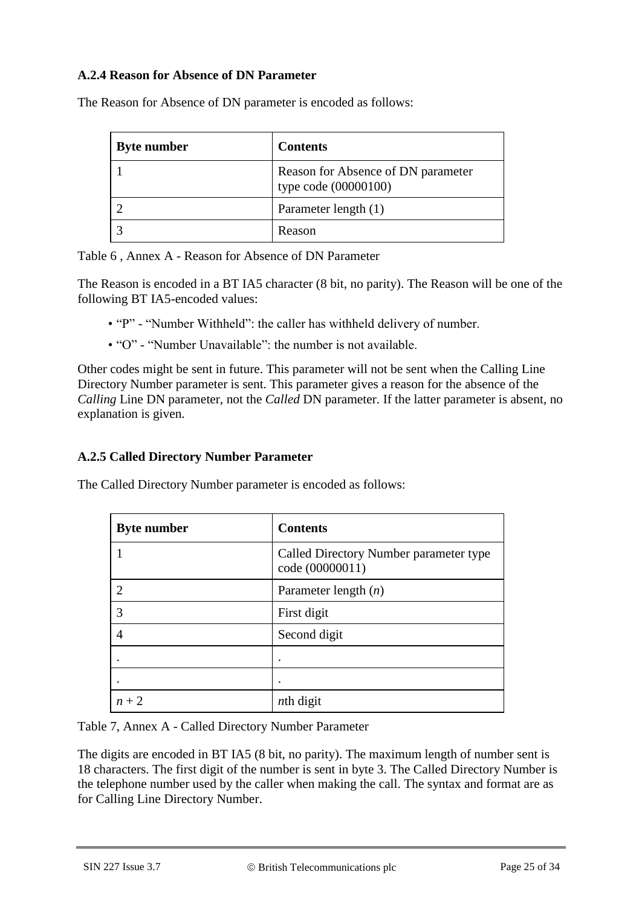### A.2.4 Reason for Absence of DN Parameter

The Reason for Absence of DN parameter is encoded as follows:

| Byte number | Contents |
|---|---|
| 1 | Reason for Absence of DN parameter type code (00000100) |
| 2 | Parameter length (1) |
| 3 | Reason |

Table 6 , Annex A - Reason for Absence of DN Parameter

The Reason is encoded in a BT IA5 character (8 bit, no parity). The Reason will be one of the following BT IA5-encoded values:

- "P" - "Number Withheld": the caller has withheld delivery of number.
- "O" - "Number Unavailable": the number is not available.

Other codes might be sent in future. This parameter will not be sent when the Calling Line Directory Number parameter is sent. This parameter gives a reason for the absence of the *Calling* Line DN parameter, not the *Called* DN parameter. If the latter parameter is absent, no explanation is given.

### A.2.5 Called Directory Number Parameter

The Called Directory Number parameter is encoded as follows:

| Byte number | Contents |
|---|---|
| 1 | Called Directory Number parameter type code (00000011) |
| 2 | Parameter length ($n$) |
| 3 | First digit |
| 4 | Second digit |
| . | . |
| . | . |
| $n + 2$ | $n$th digit |

Table 7, Annex A - Called Directory Number Parameter

The digits are encoded in BT IA5 (8 bit, no parity). The maximum length of number sent is 18 characters. The first digit of the number is sent in byte 3. The Called Directory Number is the telephone number used by the caller when making the call. The syntax and format are as for Calling Line Directory Number.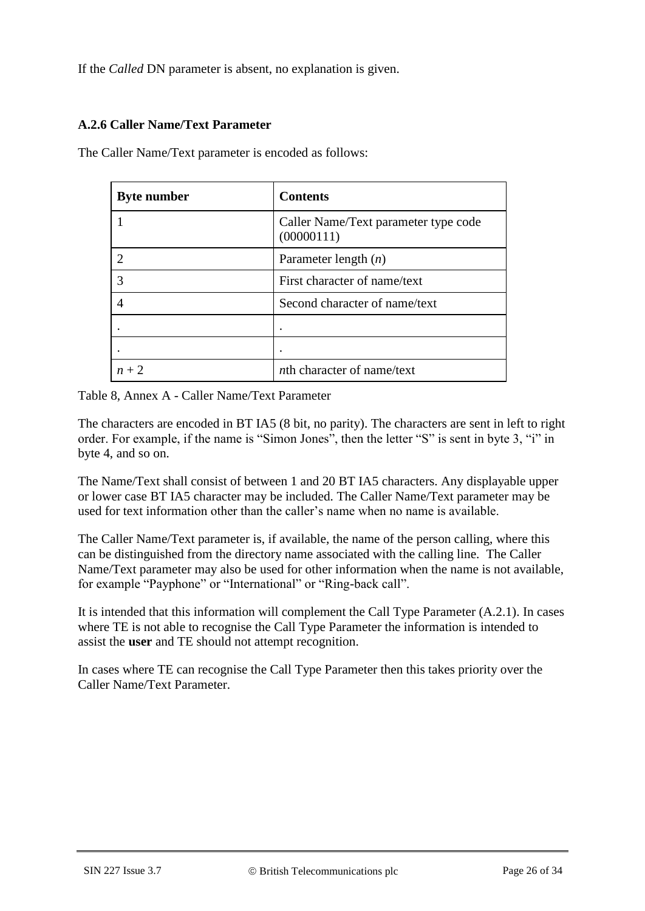If the *Called* DN parameter is absent, no explanation is given.

### A.2.6 Caller Name/Text Parameter

The Caller Name/Text parameter is encoded as follows:

| Byte number | Contents |
|---|---|
| 1 | Caller Name/Text parameter type code (00000111) |
| 2 | Parameter length ($n$) |
| 3 | First character of name/text |
| 4 | Second character of name/text |
| . | . |
| . | . |
| $n + 2$ | $n$th character of name/text |

Table 8, Annex A - Caller Name/Text Parameter

The characters are encoded in BT IA5 (8 bit, no parity). The characters are sent in left to right order. For example, if the name is "Simon Jones", then the letter "S" is sent in byte 3, "i" in byte 4, and so on.

The Name/Text shall consist of between 1 and 20 BT IA5 characters. Any displayable upper or lower case BT IA5 character may be included. The Caller Name/Text parameter may be used for text information other than the caller's name when no name is available.

The Caller Name/Text parameter is, if available, the name of the person calling, where this can be distinguished from the directory name associated with the calling line. The Caller Name/Text parameter may also be used for other information when the name is not available, for example "Payphone" or "International" or "Ring-back call".

It is intended that this information will complement the Call Type Parameter (A.2.1). In cases where TE is not able to recognise the Call Type Parameter the information is intended to assist the **user** and TE should not attempt recognition.

In cases where TE can recognise the Call Type Parameter then this takes priority over the Caller Name/Text Parameter.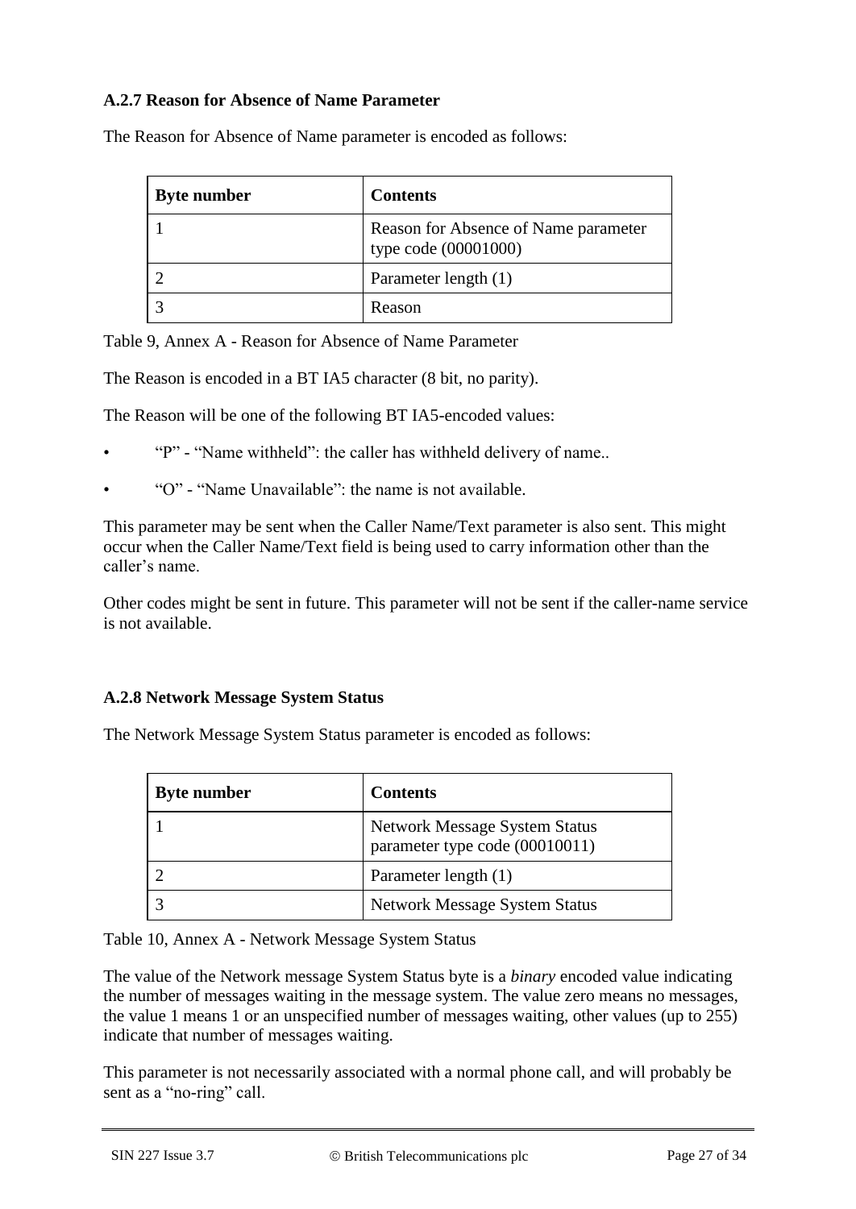### A.2.7 Reason for Absence of Name Parameter

The Reason for Absence of Name parameter is encoded as follows:

| Byte number | Contents |
|---|---|
| 1 | Reason for Absence of Name parameter type code (00001000) |
| 2 | Parameter length (1) |
| 3 | Reason |

Table 9, Annex A - Reason for Absence of Name Parameter

The Reason is encoded in a BT IA5 character (8 bit, no parity).

The Reason will be one of the following BT IA5-encoded values:

- "P" - "Name withheld": the caller has withheld delivery of name..
- "O" - "Name Unavailable": the name is not available.

This parameter may be sent when the Caller Name/Text parameter is also sent. This might occur when the Caller Name/Text field is being used to carry information other than the caller's name.

Other codes might be sent in future. This parameter will not be sent if the caller-name service is not available.

### A.2.8 Network Message System Status

The Network Message System Status parameter is encoded as follows:

| Byte number | Contents |
|---|---|
| 1 | Network Message System Status parameter type code (00010011) |
| 2 | Parameter length (1) |
| 3 | Network Message System Status |

Table 10, Annex A - Network Message System Status

The value of the Network message System Status byte is a *binary* encoded value indicating the number of messages waiting in the message system. The value zero means no messages, the value 1 means 1 or an unspecified number of messages waiting, other values (up to 255) indicate that number of messages waiting.

This parameter is not necessarily associated with a normal phone call, and will probably be sent as a "no-ring" call.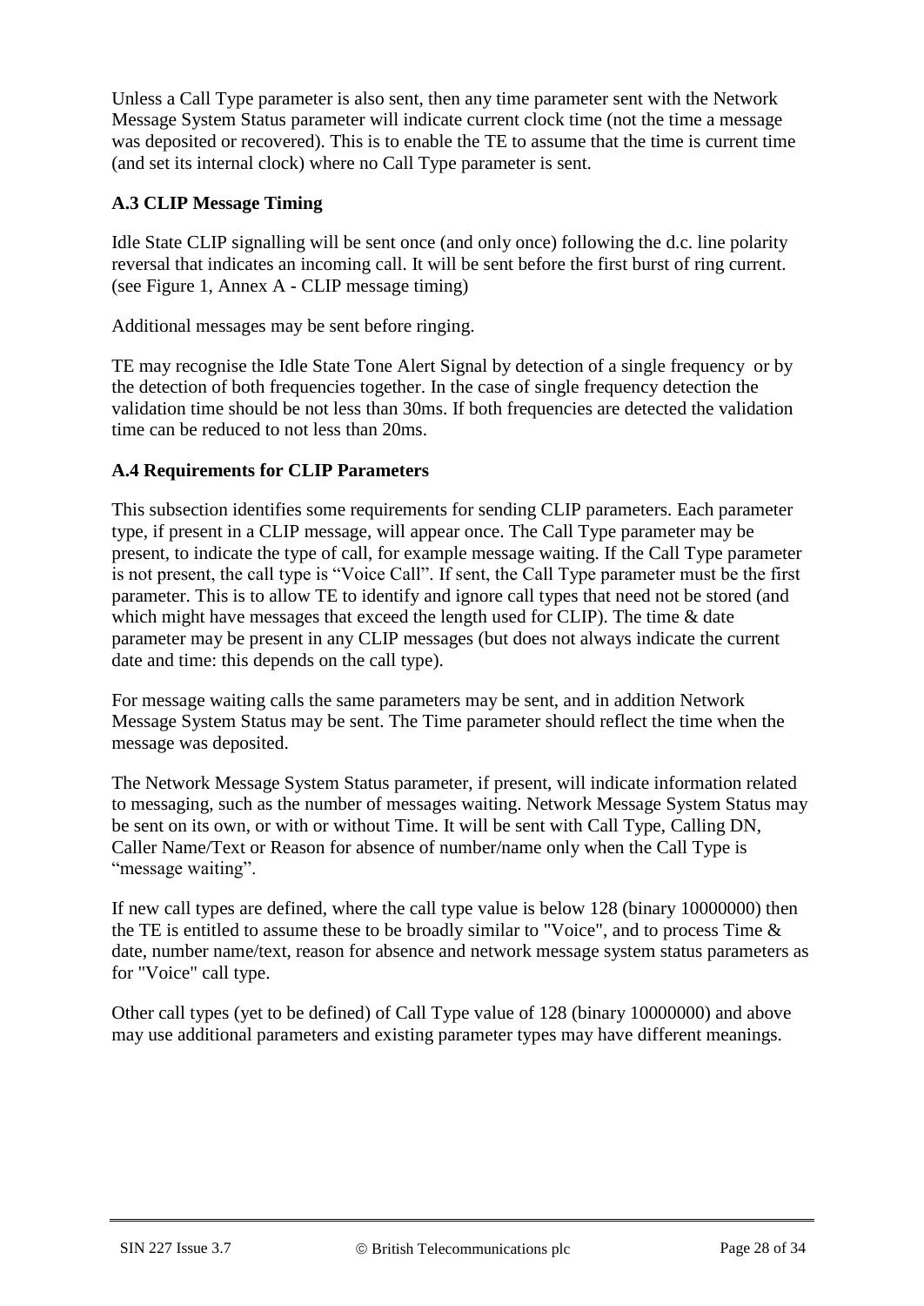Unless a Call Type parameter is also sent, then any time parameter sent with the Network Message System Status parameter will indicate current clock time (not the time a message was deposited or recovered). This is to enable the TE to assume that the time is current time (and set its internal clock) where no Call Type parameter is sent.

### A.3 CLIP Message Timing

Idle State CLIP signalling will be sent once (and only once) following the d.c. line polarity reversal that indicates an incoming call. It will be sent before the first burst of ring current. (see Figure 1, Annex A - CLIP message timing)

Additional messages may be sent before ringing.

TE may recognise the Idle State Tone Alert Signal by detection of a single frequency or by the detection of both frequencies together. In the case of single frequency detection the validation time should be not less than 30ms. If both frequencies are detected the validation time can be reduced to not less than 20ms.

### A.4 Requirements for CLIP Parameters

This subsection identifies some requirements for sending CLIP parameters. Each parameter type, if present in a CLIP message, will appear once. The Call Type parameter may be present, to indicate the type of call, for example message waiting. If the Call Type parameter is not present, the call type is "Voice Call". If sent, the Call Type parameter must be the first parameter. This is to allow TE to identify and ignore call types that need not be stored (and which might have messages that exceed the length used for CLIP). The time & date parameter may be present in any CLIP messages (but does not always indicate the current date and time: this depends on the call type).

For message waiting calls the same parameters may be sent, and in addition Network Message System Status may be sent. The Time parameter should reflect the time when the message was deposited.

The Network Message System Status parameter, if present, will indicate information related to messaging, such as the number of messages waiting. Network Message System Status may be sent on its own, or with or without Time. It will be sent with Call Type, Calling DN, Caller Name/Text or Reason for absence of number/name only when the Call Type is "message waiting".

If new call types are defined, where the call type value is below 128 (binary 10000000) then the TE is entitled to assume these to be broadly similar to "Voice", and to process Time & date, number name/text, reason for absence and network message system status parameters as for "Voice" call type.

Other call types (yet to be defined) of Call Type value of 128 (binary 10000000) and above may use additional parameters and existing parameter types may have different meanings.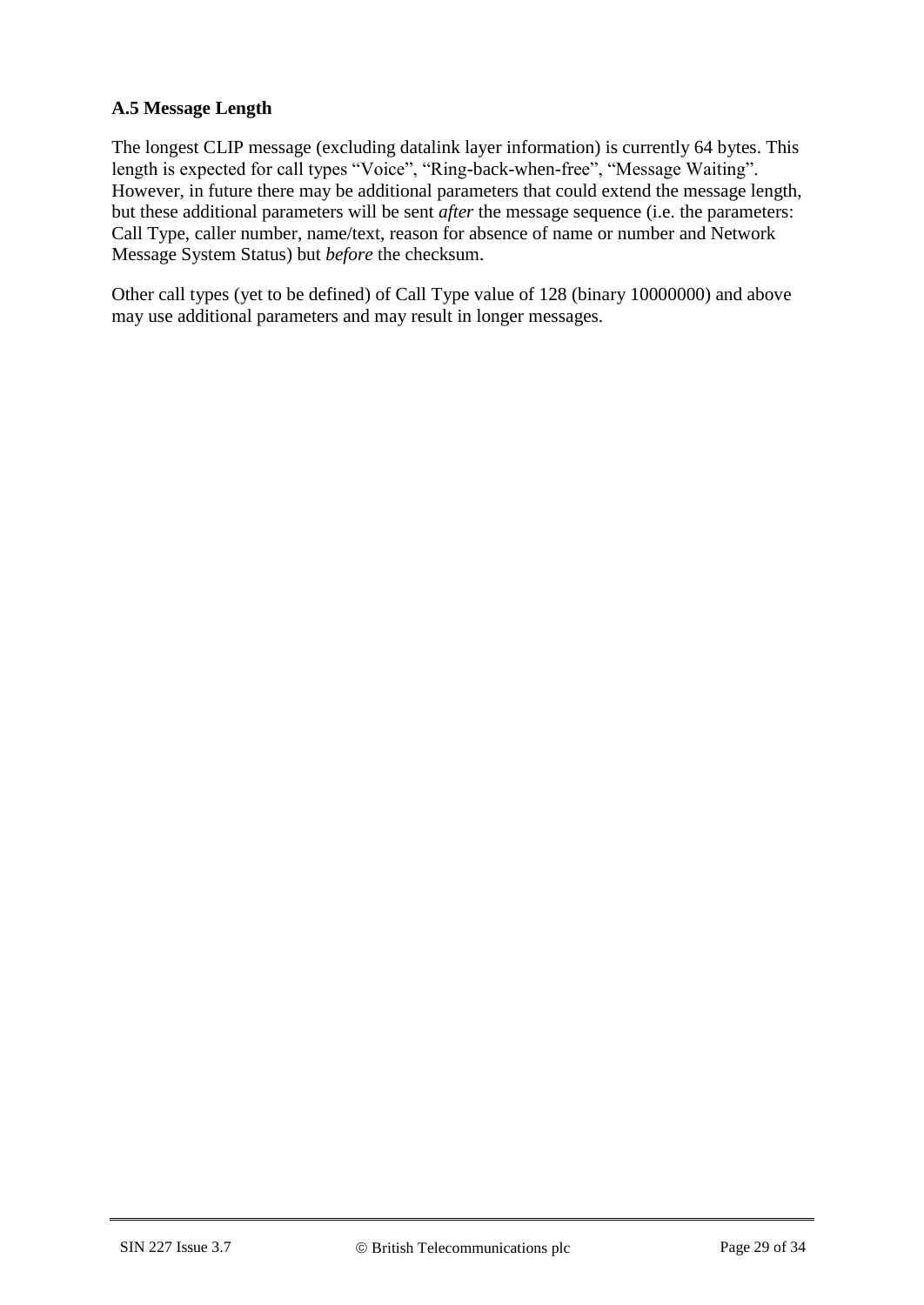### A.5 Message Length

The longest CLIP message (excluding datalink layer information) is currently 64 bytes. This length is expected for call types "Voice", "Ring-back-when-free", "Message Waiting". However, in future there may be additional parameters that could extend the message length, but these additional parameters will be sent *after* the message sequence (i.e. the parameters: Call Type, caller number, name/text, reason for absence of name or number and Network Message System Status) but *before* the checksum.

Other call types (yet to be defined) of Call Type value of 128 (binary 10000000) and above may use additional parameters and may result in longer messages.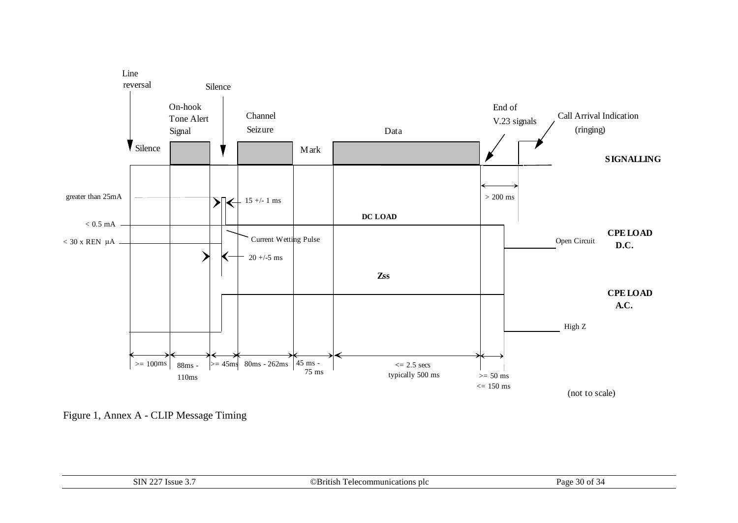Line reversal

Silence

On-hook Tone Alert Signal

Silence

Channel Seizure

Mark

Data

End of V.23 signals

Call Arrival Indication (ringing)

SIGNALLING

greater than 25mA

15 +/- 1 ms

> 200 ms

DC LOAD

< 0.5 mA

Current Wetting Pulse

CPE LOAD D.C.

Open Circuit

< 30 x REN μA

20 +/-5 ms

Zss

CPE LOAD A.C.

High Z

>= 100ms | 88ms - 110ms | >= 45ms | 80ms - 262ms | 45 ms - 75 ms | <= 2.5 secs typically 500 ms | >= 50 ms <= 150 ms

(not to scale)

Figure 1, Annex A - CLIP Message Timing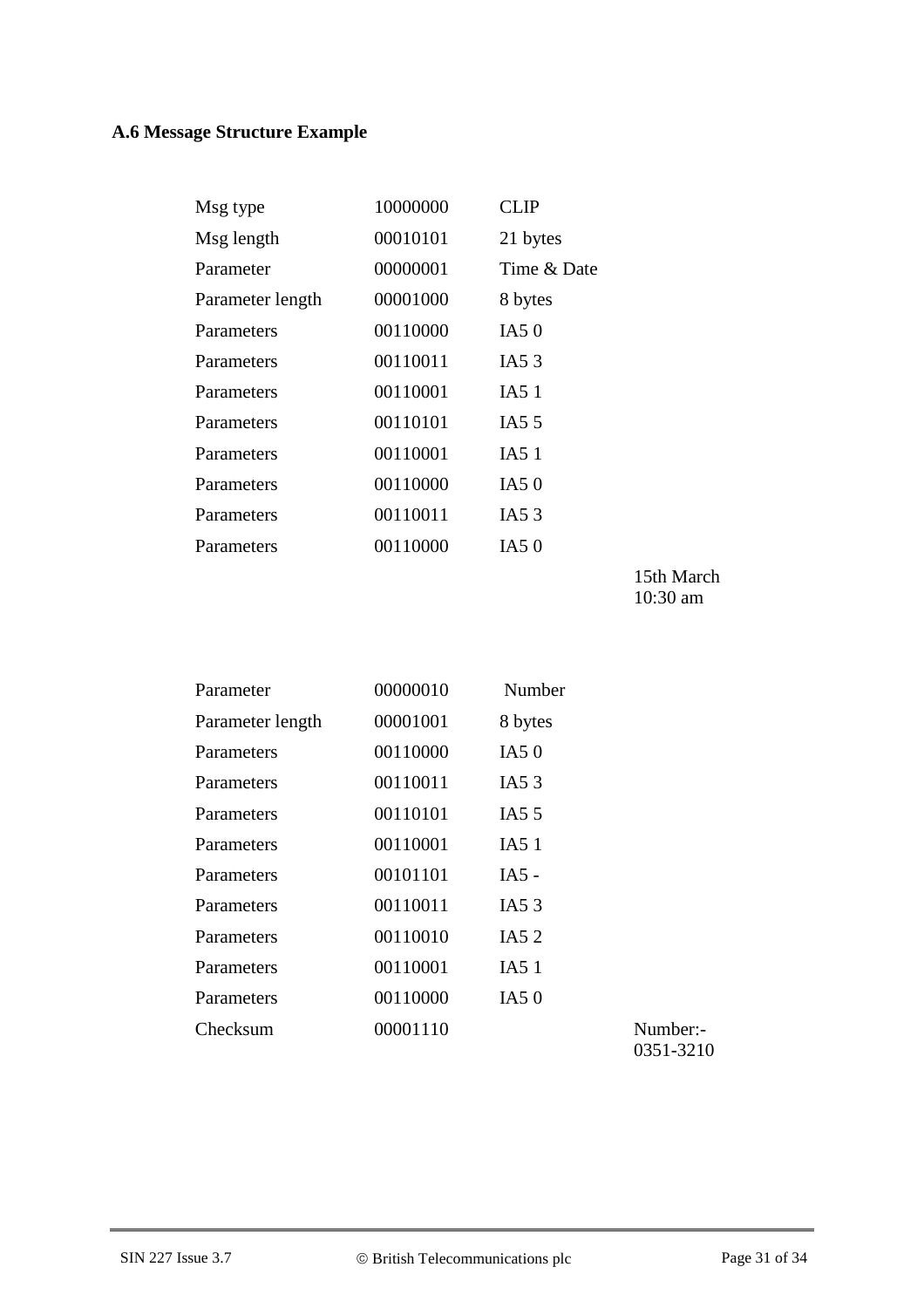## A.6 Message Structure Example

| | | | |
|---|---|---|---|
| Msg type | 10000000 | CLIP | |
| Msg length | 00010101 | 21 bytes | |
| Parameter | 00000001 | Time & Date | |
| Parameter length | 00001000 | 8 bytes | |
| Parameters | 00110000 | IA5 0 | |
| Parameters | 00110011 | IA5 3 | |
| Parameters | 00110001 | IA5 1 | |
| Parameters | 00110101 | IA5 5 | |
| Parameters | 00110001 | IA5 1 | |
| Parameters | 00110000 | IA5 0 | |
| Parameters | 00110011 | IA5 3 | |
| Parameters | 00110000 | IA5 0 | |
| | | | 15th March 10:30 am |

| | | | |
|---|---|---|---|
| Parameter | 00000010 | Number | |
| Parameter length | 00001001 | 8 bytes | |
| Parameters | 00110000 | IA5 0 | |
| Parameters | 00110011 | IA5 3 | |
| Parameters | 00110101 | IA5 5 | |
| Parameters | 00110001 | IA5 1 | |
| Parameters | 00101101 | IA5 - | |
| Parameters | 00110011 | IA5 3 | |
| Parameters | 00110010 | IA5 2 | |
| Parameters | 00110001 | IA5 1 | |
| Parameters | 00110000 | IA5 0 | |
| Checksum | 00001110 | | Number:- 0351-3210 |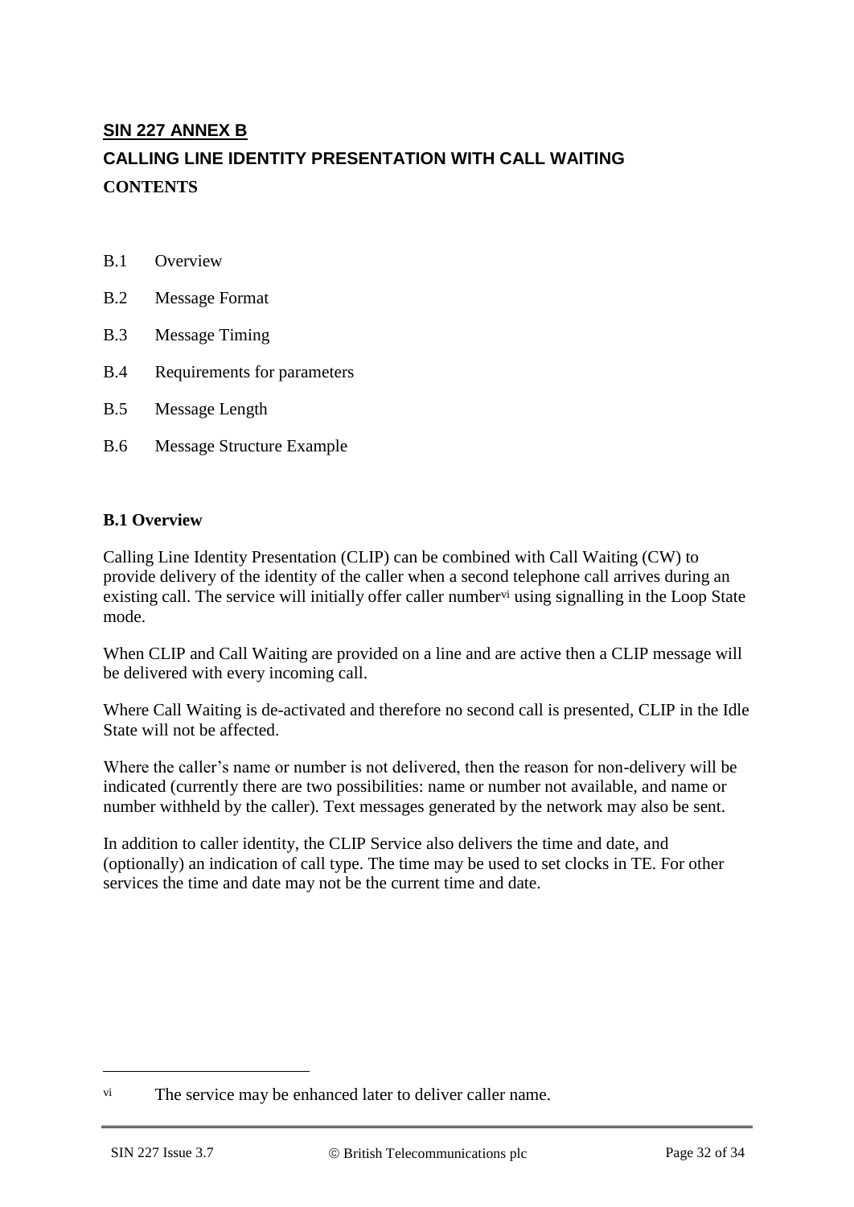## SIN 227 ANNEX B

## CALLING LINE IDENTITY PRESENTATION WITH CALL WAITING

**CONTENTS**

- B.1 Overview
- B.2 Message Format
- B.3 Message Timing
- B.4 Requirements for parameters
- B.5 Message Length
- B.6 Message Structure Example

### B.1 Overview

Calling Line Identity Presentation (CLIP) can be combined with Call Waiting (CW) to provide delivery of the identity of the caller when a second telephone call arrives during an existing call. The service will initially offer caller number[vi] using signalling in the Loop State mode.

When CLIP and Call Waiting are provided on a line and are active then a CLIP message will be delivered with every incoming call.

Where Call Waiting is de-activated and therefore no second call is presented, CLIP in the Idle State will not be affected.

Where the caller's name or number is not delivered, then the reason for non-delivery will be indicated (currently there are two possibilities: name or number not available, and name or number withheld by the caller). Text messages generated by the network may also be sent.

In addition to caller identity, the CLIP Service also delivers the time and date, and (optionally) an indication of call type. The time may be used to set clocks in TE. For other services the time and date may not be the current time and date.

---

[vi] The service may be enhanced later to deliver caller name.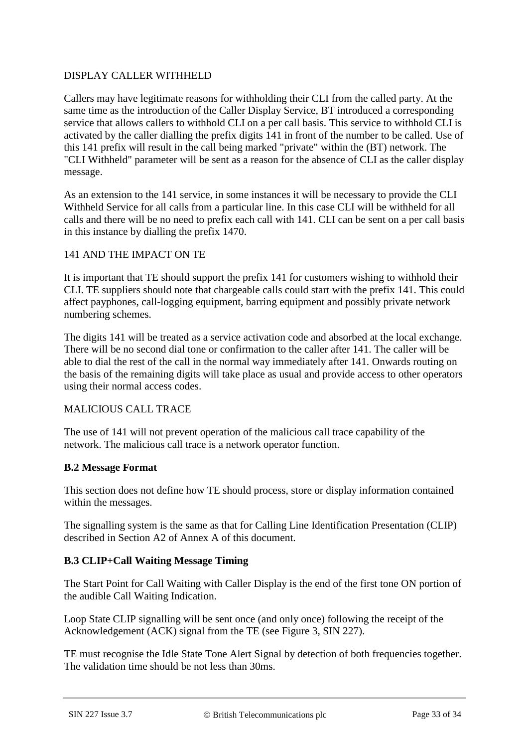DISPLAY CALLER WITHHELD

Callers may have legitimate reasons for withholding their CLI from the called party. At the same time as the introduction of the Caller Display Service, BT introduced a corresponding service that allows callers to withhold CLI on a per call basis. This service to withhold CLI is activated by the caller dialling the prefix digits 141 in front of the number to be called. Use of this 141 prefix will result in the call being marked "private" within the (BT) network. The "CLI Withheld" parameter will be sent as a reason for the absence of CLI as the caller display message.

As an extension to the 141 service, in some instances it will be necessary to provide the CLI Withheld Service for all calls from a particular line. In this case CLI will be withheld for all calls and there will be no need to prefix each call with 141. CLI can be sent on a per call basis in this instance by dialling the prefix 1470.

141 AND THE IMPACT ON TE

It is important that TE should support the prefix 141 for customers wishing to withhold their CLI. TE suppliers should note that chargeable calls could start with the prefix 141. This could affect payphones, call-logging equipment, barring equipment and possibly private network numbering schemes.

The digits 141 will be treated as a service activation code and absorbed at the local exchange. There will be no second dial tone or confirmation to the caller after 141. The caller will be able to dial the rest of the call in the normal way immediately after 141. Onwards routing on the basis of the remaining digits will take place as usual and provide access to other operators using their normal access codes.

MALICIOUS CALL TRACE

The use of 141 will not prevent operation of the malicious call trace capability of the network. The malicious call trace is a network operator function.

**B.2 Message Format**

This section does not define how TE should process, store or display information contained within the messages.

The signalling system is the same as that for Calling Line Identification Presentation (CLIP) described in Section A2 of Annex A of this document.

**B.3 CLIP+Call Waiting Message Timing**

The Start Point for Call Waiting with Caller Display is the end of the first tone ON portion of the audible Call Waiting Indication.

Loop State CLIP signalling will be sent once (and only once) following the receipt of the Acknowledgement (ACK) signal from the TE (see Figure 3, SIN 227).

TE must recognise the Idle State Tone Alert Signal by detection of both frequencies together. The validation time should be not less than 30ms.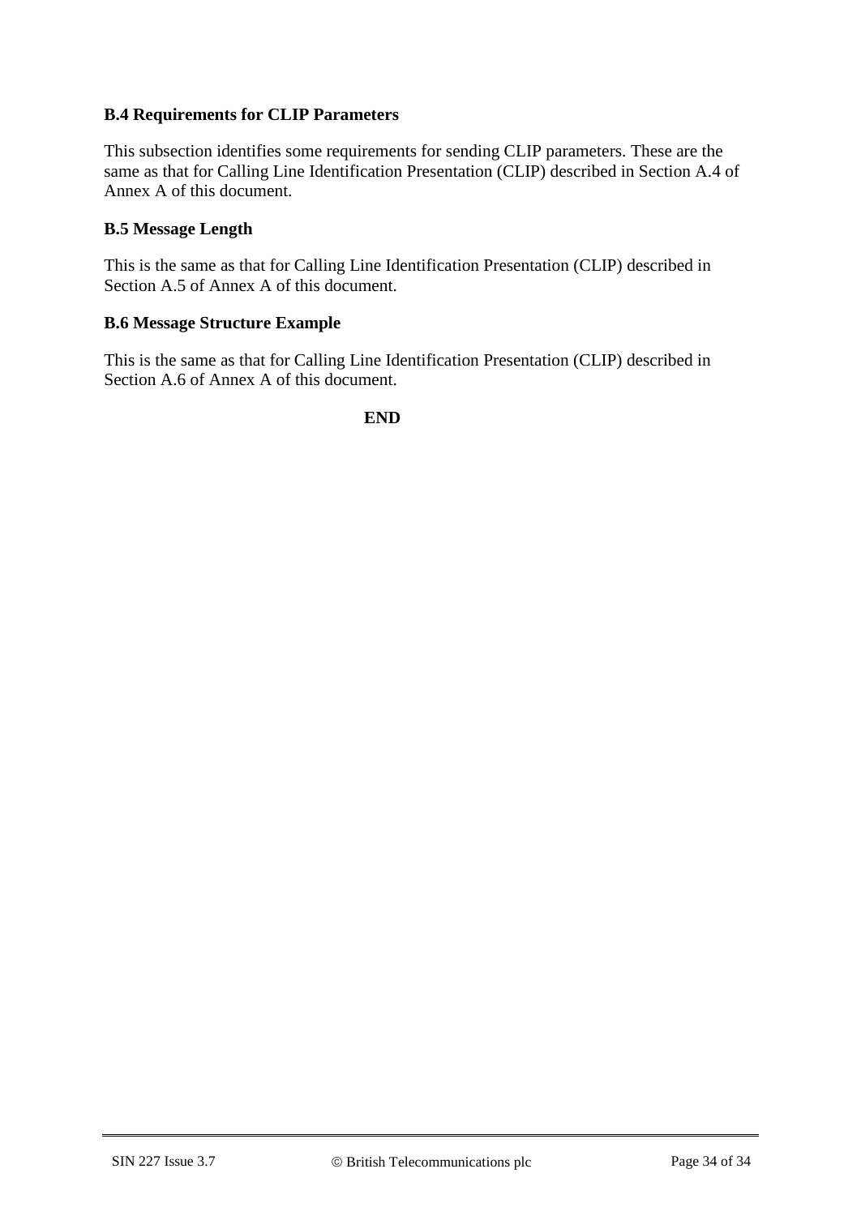### B.4 Requirements for CLIP Parameters

This subsection identifies some requirements for sending CLIP parameters. These are the same as that for Calling Line Identification Presentation (CLIP) described in Section A.4 of Annex A of this document.

### B.5 Message Length

This is the same as that for Calling Line Identification Presentation (CLIP) described in Section A.5 of Annex A of this document.

### B.6 Message Structure Example

This is the same as that for Calling Line Identification Presentation (CLIP) described in Section A.6 of Annex A of this document.

**END**